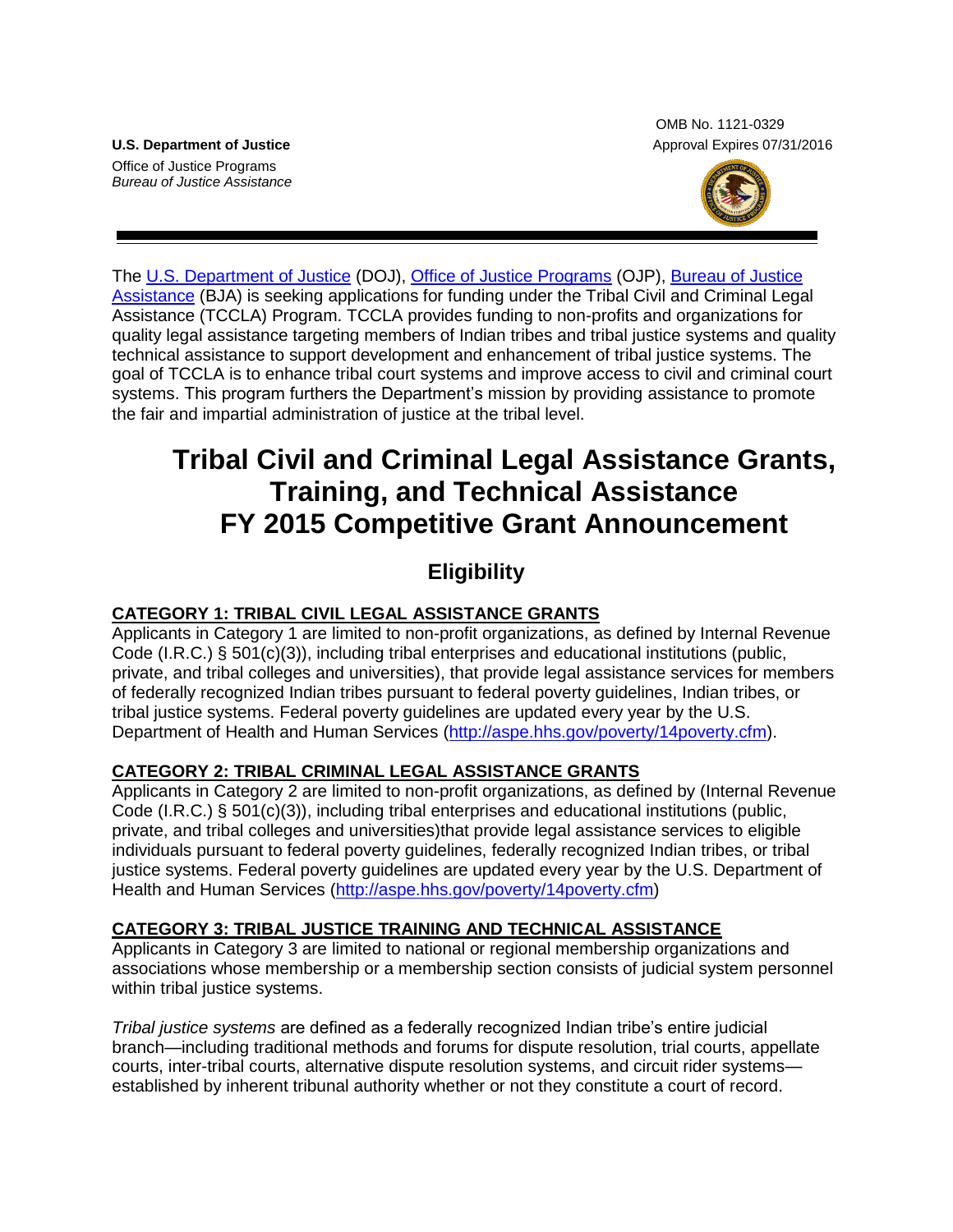U.S. Department of Justice
Office of Justice Programs
*Bureau of Justice Assistance*

OMB No. 1121-0329
Approval Expires 07/31/2016

The U.S. Department of Justice (DOJ), Office of Justice Programs (OJP), Bureau of Justice Assistance (BJA) is seeking applications for funding under the Tribal Civil and Criminal Legal Assistance (TCCLA) Program. TCCLA provides funding to non-profits and organizations for quality legal assistance targeting members of Indian tribes and tribal justice systems and quality technical assistance to support development and enhancement of tribal justice systems. The goal of TCCLA is to enhance tribal court systems and improve access to civil and criminal court systems. This program furthers the Department's mission by providing assistance to promote the fair and impartial administration of justice at the tribal level.

# Tribal Civil and Criminal Legal Assistance Grants, Training, and Technical Assistance FY 2015 Competitive Grant Announcement

## Eligibility

**CATEGORY 1: TRIBAL CIVIL LEGAL ASSISTANCE GRANTS**
Applicants in Category 1 are limited to non-profit organizations, as defined by Internal Revenue Code (I.R.C.) § 501(c)(3)), including tribal enterprises and educational institutions (public, private, and tribal colleges and universities), that provide legal assistance services for members of federally recognized Indian tribes pursuant to federal poverty guidelines, Indian tribes, or tribal justice systems. Federal poverty guidelines are updated every year by the U.S. Department of Health and Human Services (http://aspe.hhs.gov/poverty/14poverty.cfm).

**CATEGORY 2: TRIBAL CRIMINAL LEGAL ASSISTANCE GRANTS**
Applicants in Category 2 are limited to non-profit organizations, as defined by (Internal Revenue Code (I.R.C.) § 501(c)(3)), including tribal enterprises and educational institutions (public, private, and tribal colleges and universities)that provide legal assistance services to eligible individuals pursuant to federal poverty guidelines, federally recognized Indian tribes, or tribal justice systems. Federal poverty guidelines are updated every year by the U.S. Department of Health and Human Services (http://aspe.hhs.gov/poverty/14poverty.cfm)

**CATEGORY 3: TRIBAL JUSTICE TRAINING AND TECHNICAL ASSISTANCE**
Applicants in Category 3 are limited to national or regional membership organizations and associations whose membership or a membership section consists of judicial system personnel within tribal justice systems.

*Tribal justice systems* are defined as a federally recognized Indian tribe's entire judicial branch—including traditional methods and forums for dispute resolution, trial courts, appellate courts, inter-tribal courts, alternative dispute resolution systems, and circuit rider systems—established by inherent tribunal authority whether or not they constitute a court of record.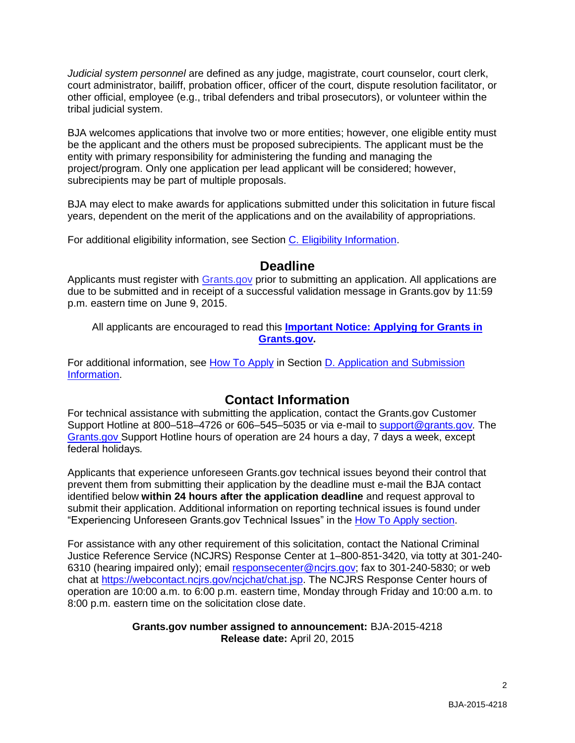*Judicial system personnel* are defined as any judge, magistrate, court counselor, court clerk, court administrator, bailiff, probation officer, officer of the court, dispute resolution facilitator, or other official, employee (e.g., tribal defenders and tribal prosecutors), or volunteer within the tribal judicial system.

BJA welcomes applications that involve two or more entities; however, one eligible entity must be the applicant and the others must be proposed subrecipients. The applicant must be the entity with primary responsibility for administering the funding and managing the project/program. Only one application per lead applicant will be considered; however, subrecipients may be part of multiple proposals.

BJA may elect to make awards for applications submitted under this solicitation in future fiscal years, dependent on the merit of the applications and on the availability of appropriations.

For additional eligibility information, see Section C. Eligibility Information.

## Deadline

Applicants must register with Grants.gov prior to submitting an application. All applications are due to be submitted and in receipt of a successful validation message in Grants.gov by 11:59 p.m. eastern time on June 9, 2015.

All applicants are encouraged to read this **Important Notice: Applying for Grants in Grants.gov.**

For additional information, see How To Apply in Section D. Application and Submission Information.

## Contact Information

For technical assistance with submitting the application, contact the Grants.gov Customer Support Hotline at 800–518–4726 or 606–545–5035 or via e-mail to support@grants.gov*.* The Grants.gov Support Hotline hours of operation are 24 hours a day, 7 days a week, except federal holidays*.*

Applicants that experience unforeseen Grants.gov technical issues beyond their control that prevent them from submitting their application by the deadline must e-mail the BJA contact identified below **within 24 hours after the application deadline** and request approval to submit their application. Additional information on reporting technical issues is found under "Experiencing Unforeseen Grants.gov Technical Issues" in the How To Apply section.

For assistance with any other requirement of this solicitation, contact the National Criminal Justice Reference Service (NCJRS) Response Center at 1–800-851-3420, via totty at 301-240-6310 (hearing impaired only); email responsecenter@ncjrs.gov; fax to 301-240-5830; or web chat at https://webcontact.ncjrs.gov/ncjchat/chat.jsp. The NCJRS Response Center hours of operation are 10:00 a.m. to 6:00 p.m. eastern time, Monday through Friday and 10:00 a.m. to 8:00 p.m. eastern time on the solicitation close date.

**Grants.gov number assigned to announcement:** BJA-2015-4218
**Release date:** April 20, 2015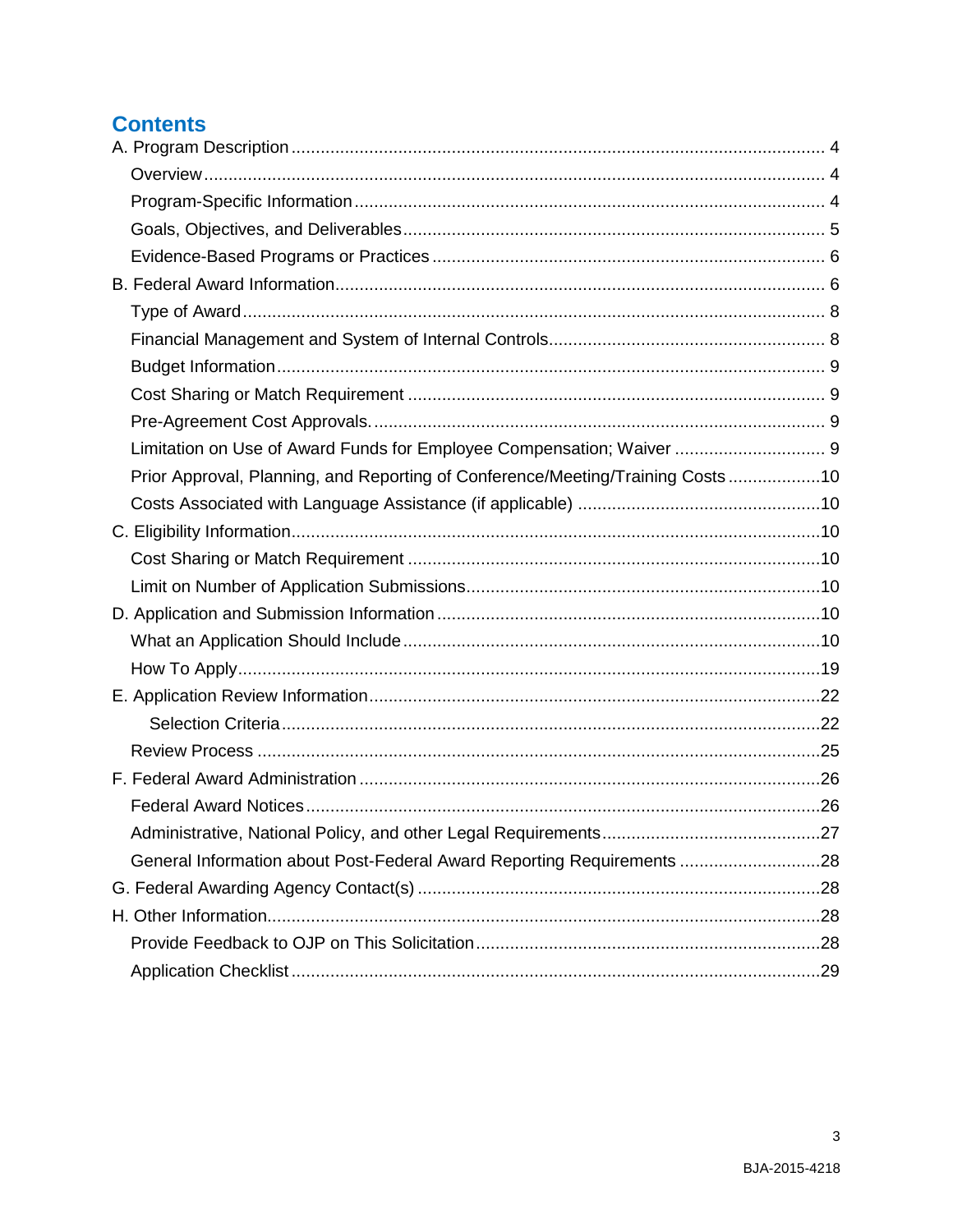## Contents

A. Program Description ... 4
- Overview ... 4
- Program-Specific Information ... 4
- Goals, Objectives, and Deliverables ... 5
- Evidence-Based Programs or Practices ... 6

B. Federal Award Information ... 6
- Type of Award ... 8
- Financial Management and System of Internal Controls ... 8
- Budget Information ... 9
- Cost Sharing or Match Requirement ... 9
- Pre-Agreement Cost Approvals. ... 9
- Limitation on Use of Award Funds for Employee Compensation; Waiver ... 9
- Prior Approval, Planning, and Reporting of Conference/Meeting/Training Costs ... 10
- Costs Associated with Language Assistance (if applicable) ... 10

C. Eligibility Information ... 10
- Cost Sharing or Match Requirement ... 10
- Limit on Number of Application Submissions ... 10

D. Application and Submission Information ... 10
- What an Application Should Include ... 10
- How To Apply ... 19

E. Application Review Information ... 22
- Selection Criteria ... 22
- Review Process ... 25

F. Federal Award Administration ... 26
- Federal Award Notices ... 26
- Administrative, National Policy, and other Legal Requirements ... 27
- General Information about Post-Federal Award Reporting Requirements ... 28

G. Federal Awarding Agency Contact(s) ... 28

H. Other Information ... 28
- Provide Feedback to OJP on This Solicitation ... 28
- Application Checklist ... 29

BJA-2015-4218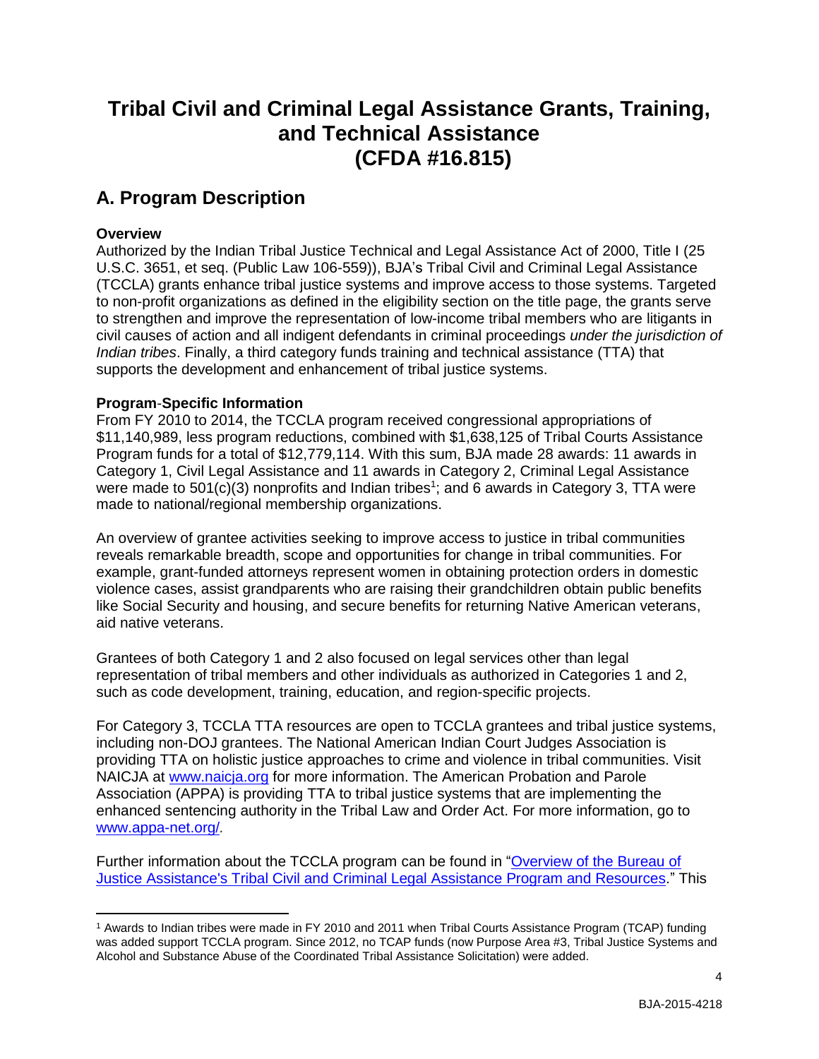# Tribal Civil and Criminal Legal Assistance Grants, Training, and Technical Assistance (CFDA #16.815)

## A. Program Description

**Overview**

Authorized by the Indian Tribal Justice Technical and Legal Assistance Act of 2000, Title I (25 U.S.C. 3651, et seq. (Public Law 106-559)), BJA's Tribal Civil and Criminal Legal Assistance (TCCLA) grants enhance tribal justice systems and improve access to those systems. Targeted to non-profit organizations as defined in the eligibility section on the title page, the grants serve to strengthen and improve the representation of low-income tribal members who are litigants in civil causes of action and all indigent defendants in criminal proceedings *under the jurisdiction of Indian tribes*. Finally, a third category funds training and technical assistance (TTA) that supports the development and enhancement of tribal justice systems.

**Program-Specific Information**

From FY 2010 to 2014, the TCCLA program received congressional appropriations of $11,140,989, less program reductions, combined with $1,638,125 of Tribal Courts Assistance Program funds for a total of $12,779,114. With this sum, BJA made 28 awards: 11 awards in Category 1, Civil Legal Assistance and 11 awards in Category 2, Criminal Legal Assistance were made to 501(c)(3) nonprofits and Indian tribes[1]; and 6 awards in Category 3, TTA were made to national/regional membership organizations.

An overview of grantee activities seeking to improve access to justice in tribal communities reveals remarkable breadth, scope and opportunities for change in tribal communities. For example, grant-funded attorneys represent women in obtaining protection orders in domestic violence cases, assist grandparents who are raising their grandchildren obtain public benefits like Social Security and housing, and secure benefits for returning Native American veterans, aid native veterans.

Grantees of both Category 1 and 2 also focused on legal services other than legal representation of tribal members and other individuals as authorized in Categories 1 and 2, such as code development, training, education, and region-specific projects.

For Category 3, TCCLA TTA resources are open to TCCLA grantees and tribal justice systems, including non-DOJ grantees. The National American Indian Court Judges Association is providing TTA on holistic justice approaches to crime and violence in tribal communities. Visit NAICJA at [www.naicja.org](http://www.naicja.org) for more information. The American Probation and Parole Association (APPA) is providing TTA to tribal justice systems that are implementing the enhanced sentencing authority in the Tribal Law and Order Act. For more information, go to [www.appa-net.org/](http://www.appa-net.org/).

Further information about the TCCLA program can be found in "[Overview of the Bureau of Justice Assistance's Tribal Civil and Criminal Legal Assistance Program and Resources]()." This

---

[1] Awards to Indian tribes were made in FY 2010 and 2011 when Tribal Courts Assistance Program (TCAP) funding was added support TCCLA program. Since 2012, no TCAP funds (now Purpose Area #3, Tribal Justice Systems and Alcohol and Substance Abuse of the Coordinated Tribal Assistance Solicitation) were added.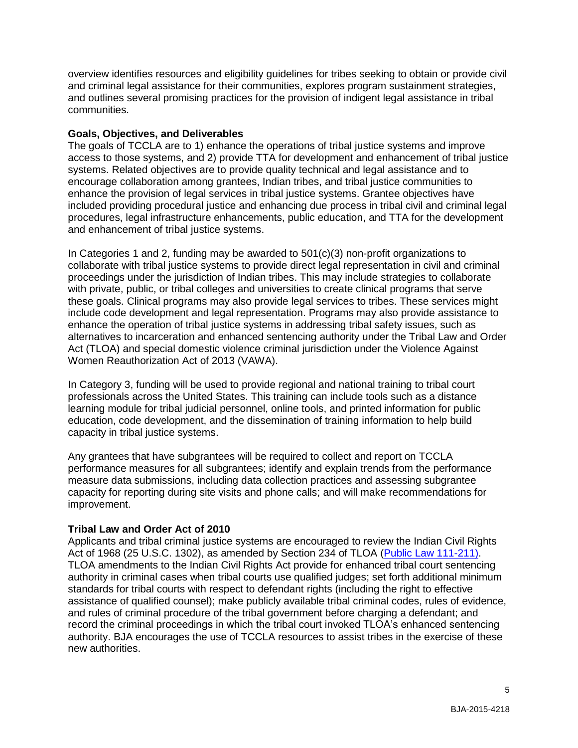overview identifies resources and eligibility guidelines for tribes seeking to obtain or provide civil and criminal legal assistance for their communities, explores program sustainment strategies, and outlines several promising practices for the provision of indigent legal assistance in tribal communities.

**Goals, Objectives, and Deliverables**

The goals of TCCLA are to 1) enhance the operations of tribal justice systems and improve access to those systems, and 2) provide TTA for development and enhancement of tribal justice systems. Related objectives are to provide quality technical and legal assistance and to encourage collaboration among grantees, Indian tribes, and tribal justice communities to enhance the provision of legal services in tribal justice systems. Grantee objectives have included providing procedural justice and enhancing due process in tribal civil and criminal legal procedures, legal infrastructure enhancements, public education, and TTA for the development and enhancement of tribal justice systems.

In Categories 1 and 2, funding may be awarded to 501(c)(3) non-profit organizations to collaborate with tribal justice systems to provide direct legal representation in civil and criminal proceedings under the jurisdiction of Indian tribes. This may include strategies to collaborate with private, public, or tribal colleges and universities to create clinical programs that serve these goals. Clinical programs may also provide legal services to tribes. These services might include code development and legal representation. Programs may also provide assistance to enhance the operation of tribal justice systems in addressing tribal safety issues, such as alternatives to incarceration and enhanced sentencing authority under the Tribal Law and Order Act (TLOA) and special domestic violence criminal jurisdiction under the Violence Against Women Reauthorization Act of 2013 (VAWA).

In Category 3, funding will be used to provide regional and national training to tribal court professionals across the United States. This training can include tools such as a distance learning module for tribal judicial personnel, online tools, and printed information for public education, code development, and the dissemination of training information to help build capacity in tribal justice systems.

Any grantees that have subgrantees will be required to collect and report on TCCLA performance measures for all subgrantees; identify and explain trends from the performance measure data submissions, including data collection practices and assessing subgrantee capacity for reporting during site visits and phone calls; and will make recommendations for improvement.

**Tribal Law and Order Act of 2010**

Applicants and tribal criminal justice systems are encouraged to review the Indian Civil Rights Act of 1968 (25 U.S.C. 1302), as amended by Section 234 of TLOA (Public Law 111-211). TLOA amendments to the Indian Civil Rights Act provide for enhanced tribal court sentencing authority in criminal cases when tribal courts use qualified judges; set forth additional minimum standards for tribal courts with respect to defendant rights (including the right to effective assistance of qualified counsel); make publicly available tribal criminal codes, rules of evidence, and rules of criminal procedure of the tribal government before charging a defendant; and record the criminal proceedings in which the tribal court invoked TLOA's enhanced sentencing authority. BJA encourages the use of TCCLA resources to assist tribes in the exercise of these new authorities.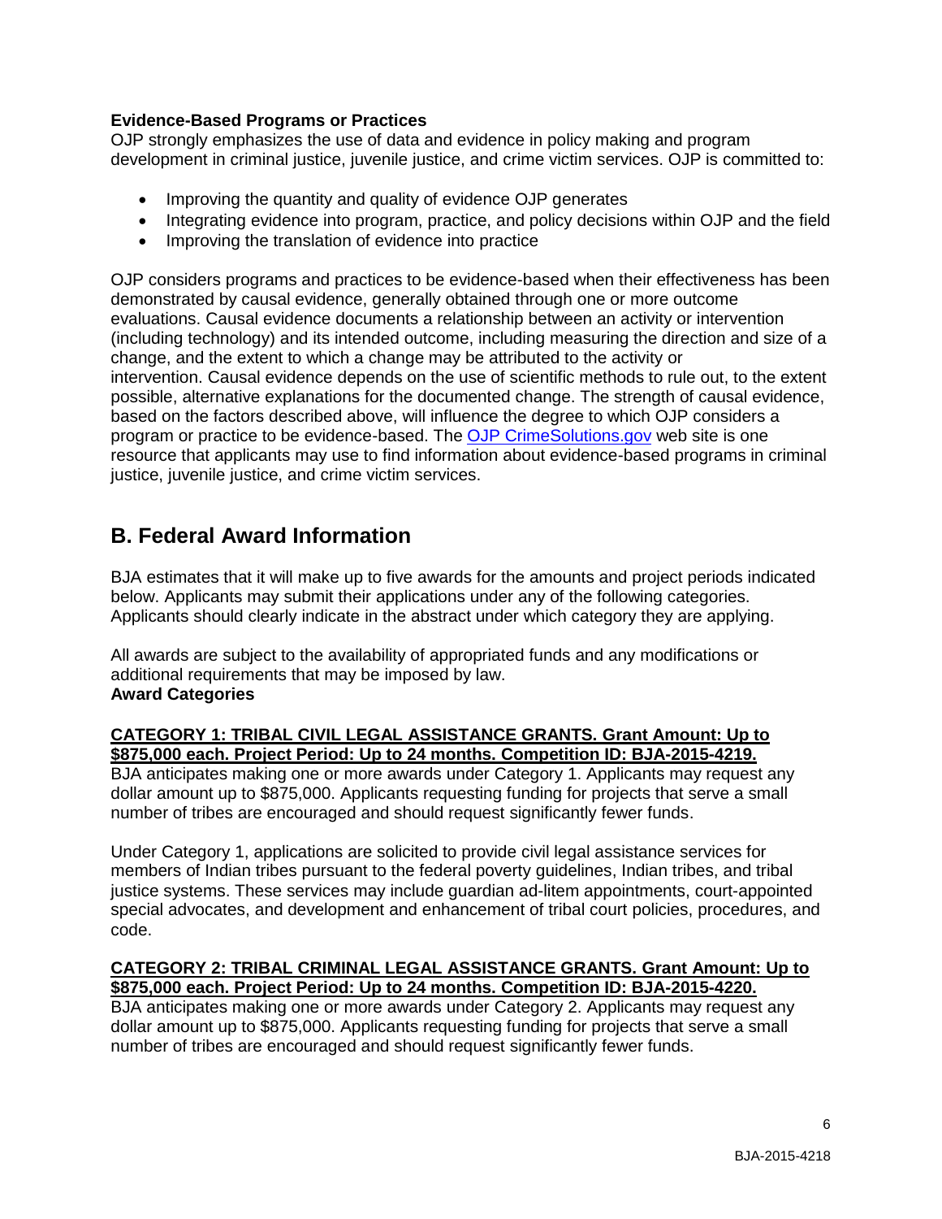**Evidence-Based Programs or Practices**

OJP strongly emphasizes the use of data and evidence in policy making and program development in criminal justice, juvenile justice, and crime victim services. OJP is committed to:

- Improving the quantity and quality of evidence OJP generates
- Integrating evidence into program, practice, and policy decisions within OJP and the field
- Improving the translation of evidence into practice

OJP considers programs and practices to be evidence-based when their effectiveness has been demonstrated by causal evidence, generally obtained through one or more outcome evaluations. Causal evidence documents a relationship between an activity or intervention (including technology) and its intended outcome, including measuring the direction and size of a change, and the extent to which a change may be attributed to the activity or intervention. Causal evidence depends on the use of scientific methods to rule out, to the extent possible, alternative explanations for the documented change. The strength of causal evidence, based on the factors described above, will influence the degree to which OJP considers a program or practice to be evidence-based. The [OJP CrimeSolutions.gov](http://www.crimesolutions.gov/) web site is one resource that applicants may use to find information about evidence-based programs in criminal justice, juvenile justice, and crime victim services.

## B. Federal Award Information

BJA estimates that it will make up to five awards for the amounts and project periods indicated below. Applicants may submit their applications under any of the following categories. Applicants should clearly indicate in the abstract under which category they are applying.

All awards are subject to the availability of appropriated funds and any modifications or additional requirements that may be imposed by law.

**Award Categories**

**CATEGORY 1: TRIBAL CIVIL LEGAL ASSISTANCE GRANTS. Grant Amount: Up to $875,000 each. Project Period: Up to 24 months. Competition ID: BJA-2015-4219.**

BJA anticipates making one or more awards under Category 1. Applicants may request any dollar amount up to $875,000. Applicants requesting funding for projects that serve a small number of tribes are encouraged and should request significantly fewer funds.

Under Category 1, applications are solicited to provide civil legal assistance services for members of Indian tribes pursuant to the federal poverty guidelines, Indian tribes, and tribal justice systems. These services may include guardian ad-litem appointments, court-appointed special advocates, and development and enhancement of tribal court policies, procedures, and code.

**CATEGORY 2: TRIBAL CRIMINAL LEGAL ASSISTANCE GRANTS. Grant Amount: Up to $875,000 each. Project Period: Up to 24 months. Competition ID: BJA-2015-4220.**

BJA anticipates making one or more awards under Category 2. Applicants may request any dollar amount up to $875,000. Applicants requesting funding for projects that serve a small number of tribes are encouraged and should request significantly fewer funds.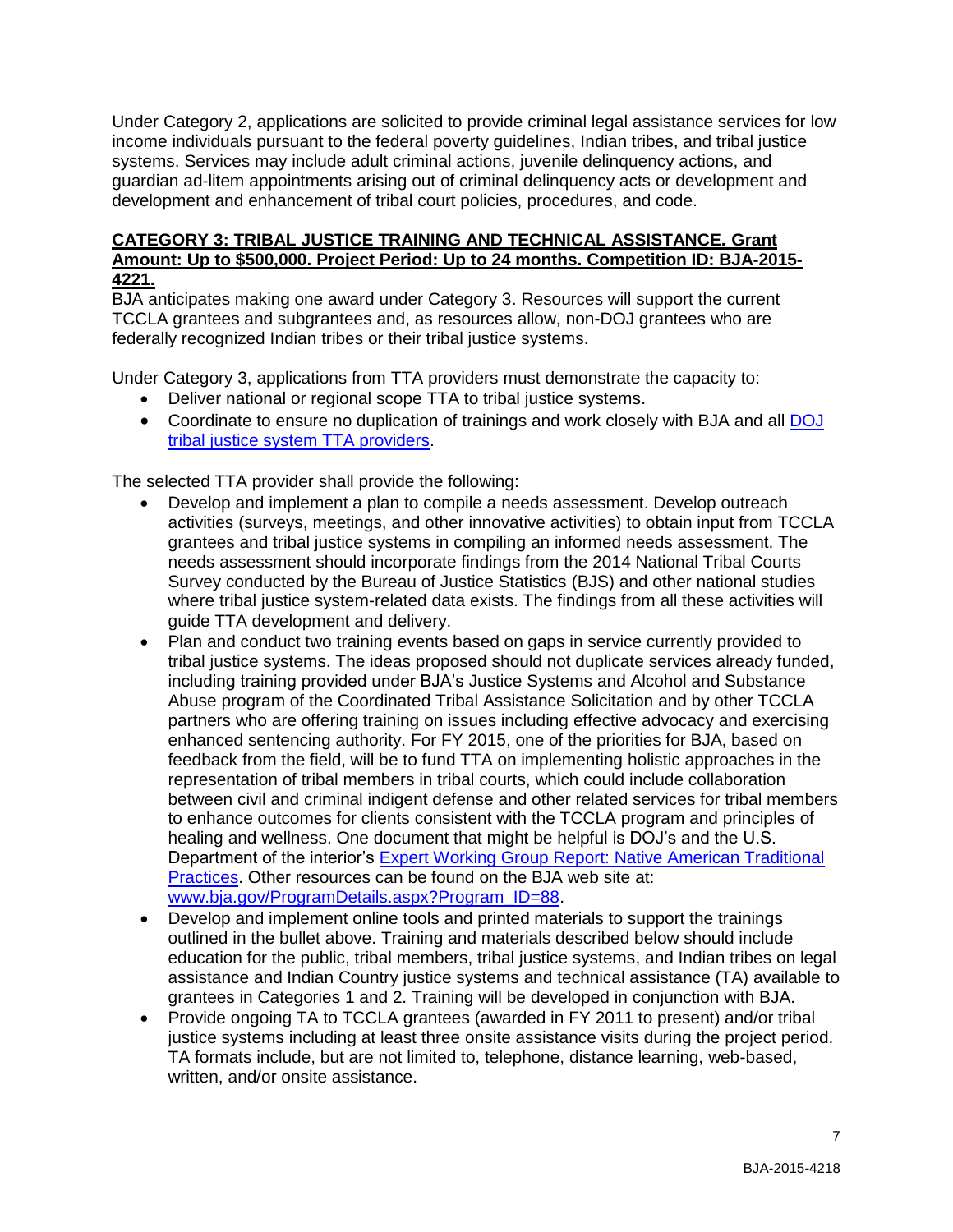Under Category 2, applications are solicited to provide criminal legal assistance services for low income individuals pursuant to the federal poverty guidelines, Indian tribes, and tribal justice systems. Services may include adult criminal actions, juvenile delinquency actions, and guardian ad-litem appointments arising out of criminal delinquency acts or development and development and enhancement of tribal court policies, procedures, and code.

**CATEGORY 3: TRIBAL JUSTICE TRAINING AND TECHNICAL ASSISTANCE. Grant Amount: Up to $500,000. Project Period: Up to 24 months. Competition ID: BJA-2015-4221.**

BJA anticipates making one award under Category 3. Resources will support the current TCCLA grantees and subgrantees and, as resources allow, non-DOJ grantees who are federally recognized Indian tribes or their tribal justice systems.

Under Category 3, applications from TTA providers must demonstrate the capacity to:

- Deliver national or regional scope TTA to tribal justice systems.
- Coordinate to ensure no duplication of trainings and work closely with BJA and all [DOJ tribal justice system TTA providers](#).

The selected TTA provider shall provide the following:

- Develop and implement a plan to compile a needs assessment. Develop outreach activities (surveys, meetings, and other innovative activities) to obtain input from TCCLA grantees and tribal justice systems in compiling an informed needs assessment. The needs assessment should incorporate findings from the 2014 National Tribal Courts Survey conducted by the Bureau of Justice Statistics (BJS) and other national studies where tribal justice system-related data exists. The findings from all these activities will guide TTA development and delivery.
- Plan and conduct two training events based on gaps in service currently provided to tribal justice systems. The ideas proposed should not duplicate services already funded, including training provided under BJA's Justice Systems and Alcohol and Substance Abuse program of the Coordinated Tribal Assistance Solicitation and by other TCCLA partners who are offering training on issues including effective advocacy and exercising enhanced sentencing authority. For FY 2015, one of the priorities for BJA, based on feedback from the field, will be to fund TTA on implementing holistic approaches in the representation of tribal members in tribal courts, which could include collaboration between civil and criminal indigent defense and other related services for tribal members to enhance outcomes for clients consistent with the TCCLA program and principles of healing and wellness. One document that might be helpful is DOJ's and the U.S. Department of the interior's [Expert Working Group Report: Native American Traditional Practices](#). Other resources can be found on the BJA web site at: [www.bja.gov/ProgramDetails.aspx?Program_ID=88](www.bja.gov/ProgramDetails.aspx?Program_ID=88).
- Develop and implement online tools and printed materials to support the trainings outlined in the bullet above. Training and materials described below should include education for the public, tribal members, tribal justice systems, and Indian tribes on legal assistance and Indian Country justice systems and technical assistance (TA) available to grantees in Categories 1 and 2. Training will be developed in conjunction with BJA.
- Provide ongoing TA to TCCLA grantees (awarded in FY 2011 to present) and/or tribal justice systems including at least three onsite assistance visits during the project period. TA formats include, but are not limited to, telephone, distance learning, web-based, written, and/or onsite assistance.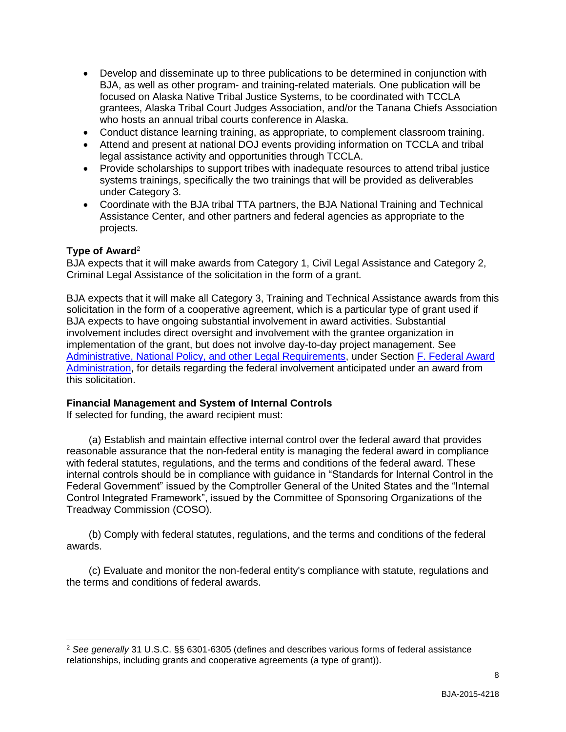- Develop and disseminate up to three publications to be determined in conjunction with BJA, as well as other program- and training-related materials. One publication will be focused on Alaska Native Tribal Justice Systems, to be coordinated with TCCLA grantees, Alaska Tribal Court Judges Association, and/or the Tanana Chiefs Association who hosts an annual tribal courts conference in Alaska.
- Conduct distance learning training, as appropriate, to complement classroom training.
- Attend and present at national DOJ events providing information on TCCLA and tribal legal assistance activity and opportunities through TCCLA.
- Provide scholarships to support tribes with inadequate resources to attend tribal justice systems trainings, specifically the two trainings that will be provided as deliverables under Category 3.
- Coordinate with the BJA tribal TTA partners, the BJA National Training and Technical Assistance Center, and other partners and federal agencies as appropriate to the projects.

**Type of Award**[2]

BJA expects that it will make awards from Category 1, Civil Legal Assistance and Category 2, Criminal Legal Assistance of the solicitation in the form of a grant.

BJA expects that it will make all Category 3, Training and Technical Assistance awards from this solicitation in the form of a cooperative agreement, which is a particular type of grant used if BJA expects to have ongoing substantial involvement in award activities. Substantial involvement includes direct oversight and involvement with the grantee organization in implementation of the grant, but does not involve day-to-day project management. See Administrative, National Policy, and other Legal Requirements, under Section F. Federal Award Administration, for details regarding the federal involvement anticipated under an award from this solicitation.

**Financial Management and System of Internal Controls**

If selected for funding, the award recipient must:

(a) Establish and maintain effective internal control over the federal award that provides reasonable assurance that the non-federal entity is managing the federal award in compliance with federal statutes, regulations, and the terms and conditions of the federal award. These internal controls should be in compliance with guidance in “Standards for Internal Control in the Federal Government” issued by the Comptroller General of the United States and the “Internal Control Integrated Framework”, issued by the Committee of Sponsoring Organizations of the Treadway Commission (COSO).

(b) Comply with federal statutes, regulations, and the terms and conditions of the federal awards.

(c) Evaluate and monitor the non-federal entity's compliance with statute, regulations and the terms and conditions of federal awards.

[2] *See generally* 31 U.S.C. §§ 6301-6305 (defines and describes various forms of federal assistance relationships, including grants and cooperative agreements (a type of grant)).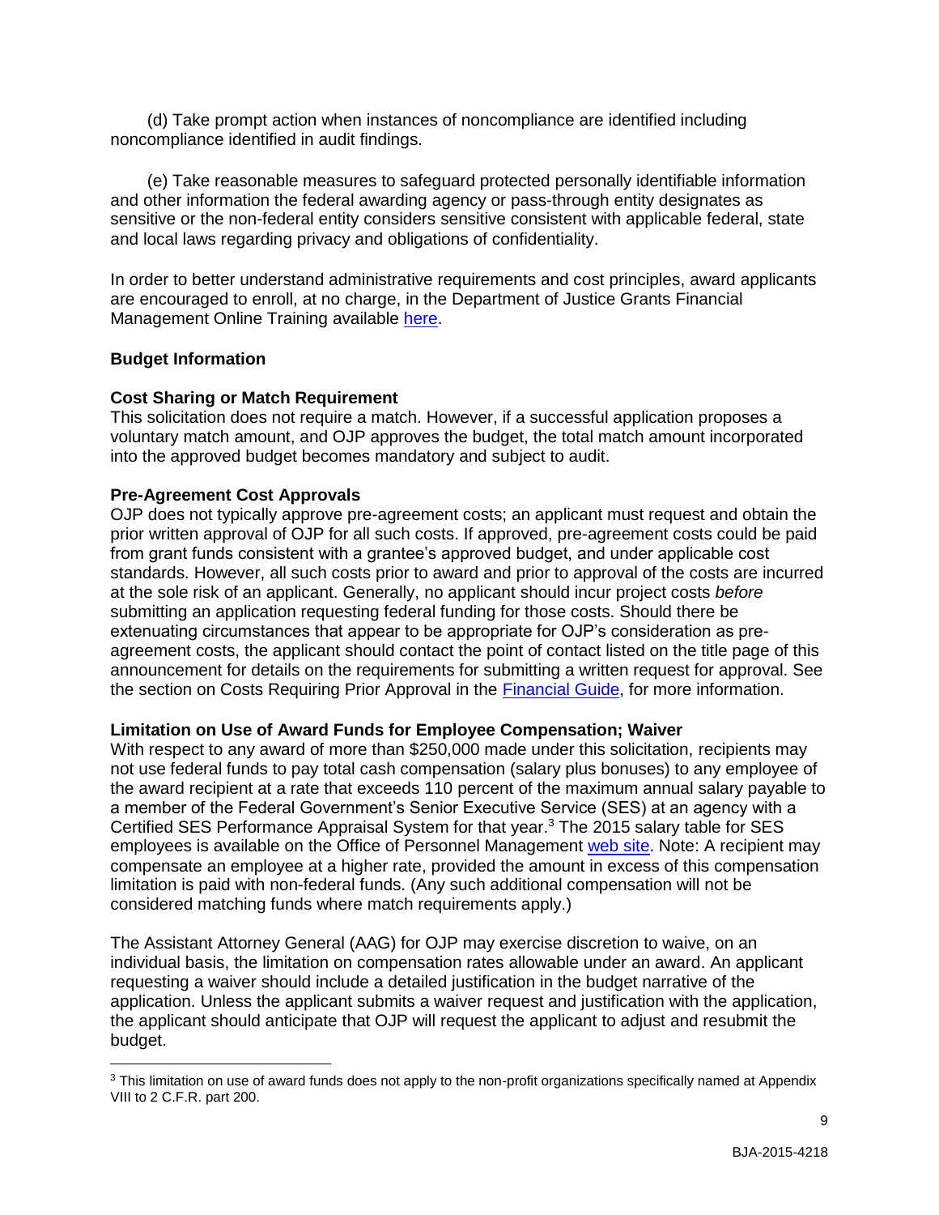(d) Take prompt action when instances of noncompliance are identified including noncompliance identified in audit findings.

(e) Take reasonable measures to safeguard protected personally identifiable information and other information the federal awarding agency or pass-through entity designates as sensitive or the non-federal entity considers sensitive consistent with applicable federal, state and local laws regarding privacy and obligations of confidentiality.

In order to better understand administrative requirements and cost principles, award applicants are encouraged to enroll, at no charge, in the Department of Justice Grants Financial Management Online Training available here.

**Budget Information**

**Cost Sharing or Match Requirement**
This solicitation does not require a match. However, if a successful application proposes a voluntary match amount, and OJP approves the budget, the total match amount incorporated into the approved budget becomes mandatory and subject to audit.

**Pre-Agreement Cost Approvals**
OJP does not typically approve pre-agreement costs; an applicant must request and obtain the prior written approval of OJP for all such costs. If approved, pre-agreement costs could be paid from grant funds consistent with a grantee's approved budget, and under applicable cost standards. However, all such costs prior to award and prior to approval of the costs are incurred at the sole risk of an applicant. Generally, no applicant should incur project costs *before* submitting an application requesting federal funding for those costs. Should there be extenuating circumstances that appear to be appropriate for OJP's consideration as pre-agreement costs, the applicant should contact the point of contact listed on the title page of this announcement for details on the requirements for submitting a written request for approval. See the section on Costs Requiring Prior Approval in the Financial Guide, for more information.

**Limitation on Use of Award Funds for Employee Compensation; Waiver**
With respect to any award of more than $250,000 made under this solicitation, recipients may not use federal funds to pay total cash compensation (salary plus bonuses) to any employee of the award recipient at a rate that exceeds 110 percent of the maximum annual salary payable to a member of the Federal Government's Senior Executive Service (SES) at an agency with a Certified SES Performance Appraisal System for that year.[3] The 2015 salary table for SES employees is available on the Office of Personnel Management web site. Note: A recipient may compensate an employee at a higher rate, provided the amount in excess of this compensation limitation is paid with non-federal funds. (Any such additional compensation will not be considered matching funds where match requirements apply.)

The Assistant Attorney General (AAG) for OJP may exercise discretion to waive, on an individual basis, the limitation on compensation rates allowable under an award. An applicant requesting a waiver should include a detailed justification in the budget narrative of the application. Unless the applicant submits a waiver request and justification with the application, the applicant should anticipate that OJP will request the applicant to adjust and resubmit the budget.

[3] This limitation on use of award funds does not apply to the non-profit organizations specifically named at Appendix VIII to 2 C.F.R. part 200.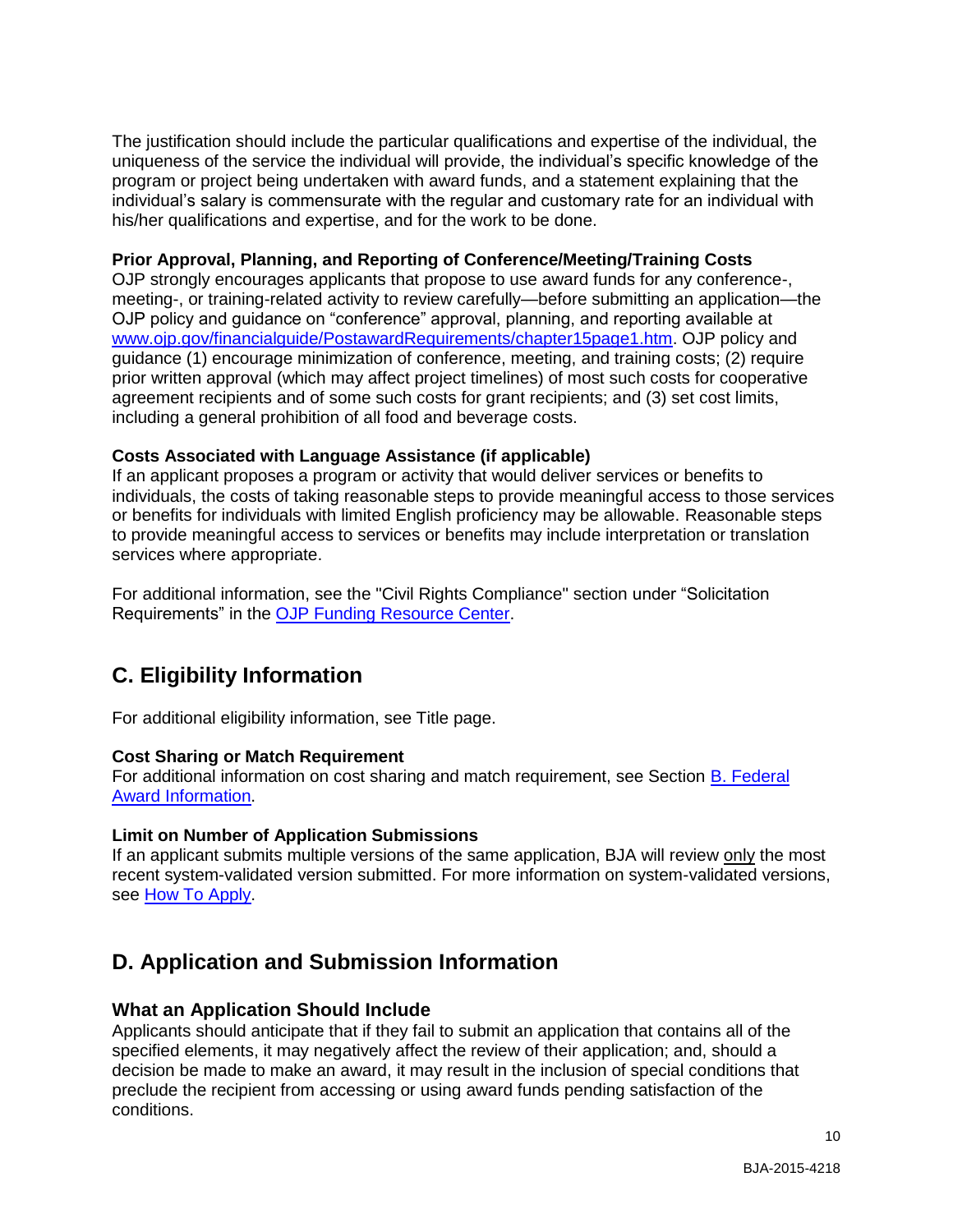The justification should include the particular qualifications and expertise of the individual, the uniqueness of the service the individual will provide, the individual's specific knowledge of the program or project being undertaken with award funds, and a statement explaining that the individual's salary is commensurate with the regular and customary rate for an individual with his/her qualifications and expertise, and for the work to be done.

**Prior Approval, Planning, and Reporting of Conference/Meeting/Training Costs**
OJP strongly encourages applicants that propose to use award funds for any conference-, meeting-, or training-related activity to review carefully—before submitting an application—the OJP policy and guidance on "conference" approval, planning, and reporting available at [www.ojp.gov/financialguide/PostawardRequirements/chapter15page1.htm](www.ojp.gov/financialguide/PostawardRequirements/chapter15page1.htm). OJP policy and guidance (1) encourage minimization of conference, meeting, and training costs; (2) require prior written approval (which may affect project timelines) of most such costs for cooperative agreement recipients and of some such costs for grant recipients; and (3) set cost limits, including a general prohibition of all food and beverage costs.

**Costs Associated with Language Assistance (if applicable)**
If an applicant proposes a program or activity that would deliver services or benefits to individuals, the costs of taking reasonable steps to provide meaningful access to those services or benefits for individuals with limited English proficiency may be allowable. Reasonable steps to provide meaningful access to services or benefits may include interpretation or translation services where appropriate.

For additional information, see the "Civil Rights Compliance" section under "Solicitation Requirements" in the OJP Funding Resource Center.

## C. Eligibility Information

For additional eligibility information, see Title page.

**Cost Sharing or Match Requirement**
For additional information on cost sharing and match requirement, see Section B. Federal Award Information.

**Limit on Number of Application Submissions**
If an applicant submits multiple versions of the same application, BJA will review only the most recent system-validated version submitted. For more information on system-validated versions, see How To Apply.

## D. Application and Submission Information

### What an Application Should Include

Applicants should anticipate that if they fail to submit an application that contains all of the specified elements, it may negatively affect the review of their application; and, should a decision be made to make an award, it may result in the inclusion of special conditions that preclude the recipient from accessing or using award funds pending satisfaction of the conditions.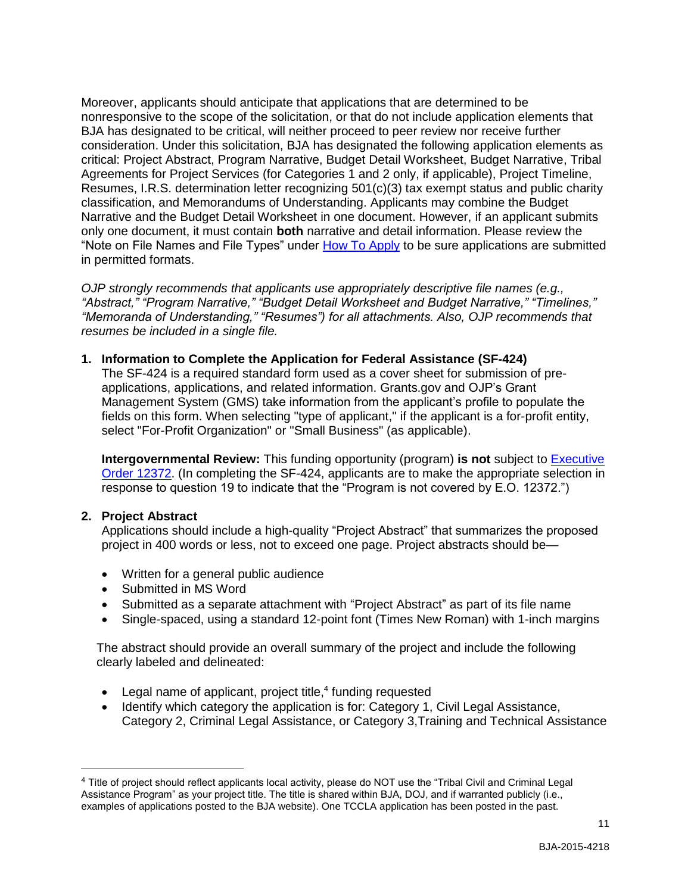Moreover, applicants should anticipate that applications that are determined to be nonresponsive to the scope of the solicitation, or that do not include application elements that BJA has designated to be critical, will neither proceed to peer review nor receive further consideration. Under this solicitation, BJA has designated the following application elements as critical: Project Abstract, Program Narrative, Budget Detail Worksheet, Budget Narrative, Tribal Agreements for Project Services (for Categories 1 and 2 only, if applicable), Project Timeline, Resumes, I.R.S. determination letter recognizing 501(c)(3) tax exempt status and public charity classification, and Memorandums of Understanding. Applicants may combine the Budget Narrative and the Budget Detail Worksheet in one document. However, if an applicant submits only one document, it must contain **both** narrative and detail information. Please review the "Note on File Names and File Types" under How To Apply to be sure applications are submitted in permitted formats.

*OJP strongly recommends that applicants use appropriately descriptive file names (e.g., "Abstract," "Program Narrative," "Budget Detail Worksheet and Budget Narrative," "Timelines," "Memoranda of Understanding," "Resumes") for all attachments. Also, OJP recommends that resumes be included in a single file.*

**1. Information to Complete the Application for Federal Assistance (SF-424)**

The SF-424 is a required standard form used as a cover sheet for submission of pre-applications, applications, and related information. Grants.gov and OJP's Grant Management System (GMS) take information from the applicant's profile to populate the fields on this form. When selecting "type of applicant," if the applicant is a for-profit entity, select "For-Profit Organization" or "Small Business" (as applicable).

**Intergovernmental Review:** This funding opportunity (program) **is not** subject to Executive Order 12372. (In completing the SF-424, applicants are to make the appropriate selection in response to question 19 to indicate that the "Program is not covered by E.O. 12372.")

**2. Project Abstract**

Applications should include a high-quality "Project Abstract" that summarizes the proposed project in 400 words or less, not to exceed one page. Project abstracts should be—

- Written for a general public audience
- Submitted in MS Word
- Submitted as a separate attachment with "Project Abstract" as part of its file name
- Single-spaced, using a standard 12-point font (Times New Roman) with 1-inch margins

The abstract should provide an overall summary of the project and include the following clearly labeled and delineated:

- Legal name of applicant, project title,[4] funding requested
- Identify which category the application is for: Category 1, Civil Legal Assistance, Category 2, Criminal Legal Assistance, or Category 3,Training and Technical Assistance

[4] Title of project should reflect applicants local activity, please do NOT use the "Tribal Civil and Criminal Legal Assistance Program" as your project title. The title is shared within BJA, DOJ, and if warranted publicly (i.e., examples of applications posted to the BJA website). One TCCLA application has been posted in the past.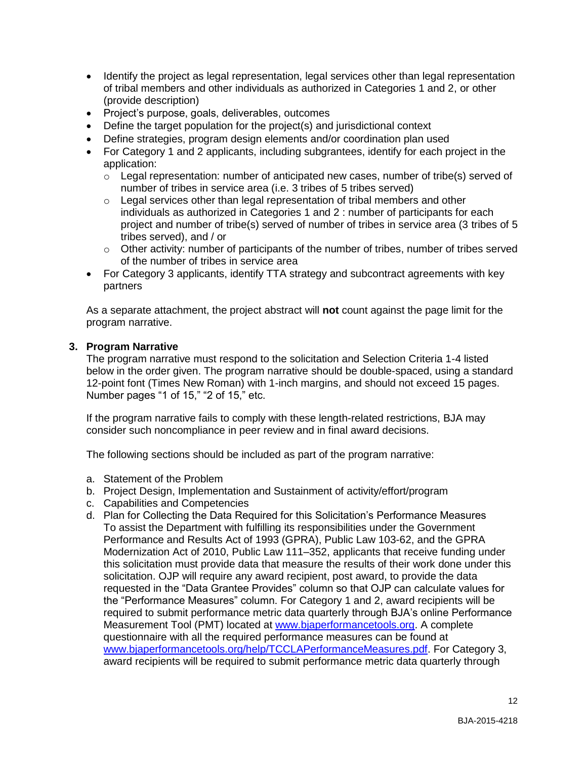- Identify the project as legal representation, legal services other than legal representation of tribal members and other individuals as authorized in Categories 1 and 2, or other (provide description)
- Project's purpose, goals, deliverables, outcomes
- Define the target population for the project(s) and jurisdictional context
- Define strategies, program design elements and/or coordination plan used
- For Category 1 and 2 applicants, including subgrantees, identify for each project in the application:
  - Legal representation: number of anticipated new cases, number of tribe(s) served of number of tribes in service area (i.e. 3 tribes of 5 tribes served)
  - Legal services other than legal representation of tribal members and other individuals as authorized in Categories 1 and 2 : number of participants for each project and number of tribe(s) served of number of tribes in service area (3 tribes of 5 tribes served), and / or
  - Other activity: number of participants of the number of tribes, number of tribes served of the number of tribes in service area
- For Category 3 applicants, identify TTA strategy and subcontract agreements with key partners

As a separate attachment, the project abstract will **not** count against the page limit for the program narrative.

### 3. Program Narrative

The program narrative must respond to the solicitation and Selection Criteria 1-4 listed below in the order given. The program narrative should be double-spaced, using a standard 12-point font (Times New Roman) with 1-inch margins, and should not exceed 15 pages. Number pages "1 of 15," "2 of 15," etc.

If the program narrative fails to comply with these length-related restrictions, BJA may consider such noncompliance in peer review and in final award decisions.

The following sections should be included as part of the program narrative:

a. Statement of the Problem
b. Project Design, Implementation and Sustainment of activity/effort/program
c. Capabilities and Competencies
d. Plan for Collecting the Data Required for this Solicitation's Performance Measures
   To assist the Department with fulfilling its responsibilities under the Government Performance and Results Act of 1993 (GPRA), Public Law 103-62, and the GPRA Modernization Act of 2010, Public Law 111–352, applicants that receive funding under this solicitation must provide data that measure the results of their work done under this solicitation. OJP will require any award recipient, post award, to provide the data requested in the "Data Grantee Provides" column so that OJP can calculate values for the "Performance Measures" column. For Category 1 and 2, award recipients will be required to submit performance metric data quarterly through BJA's online Performance Measurement Tool (PMT) located at [www.bjaperformancetools.org](www.bjaperformancetools.org). A complete questionnaire with all the required performance measures can be found at [www.bjaperformancetools.org/help/TCCLAPerformanceMeasures.pdf](www.bjaperformancetools.org/help/TCCLAPerformanceMeasures.pdf). For Category 3, award recipients will be required to submit performance metric data quarterly through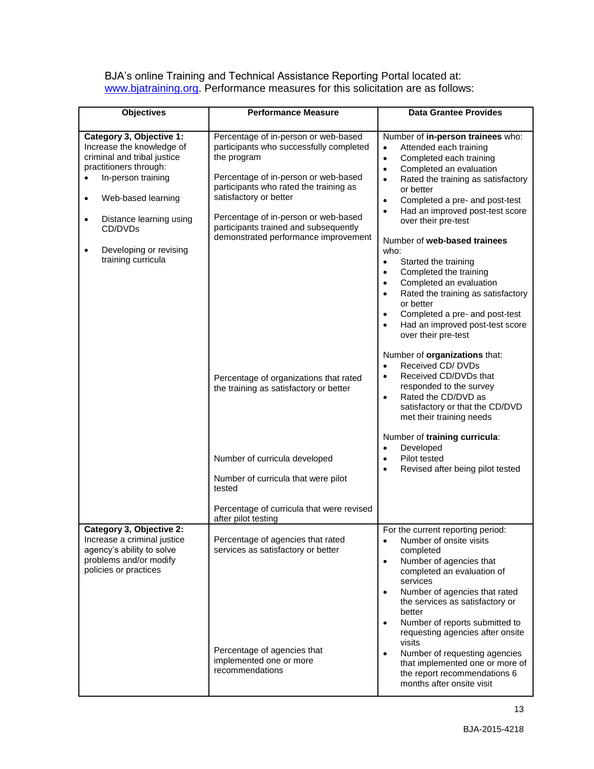BJA's online Training and Technical Assistance Reporting Portal located at: www.bjatraining.org. Performance measures for this solicitation are as follows:

| Objectives | Performance Measure | Data Grantee Provides |
|---|---|---|
| **Category 3, Objective 1:** Increase the knowledge of criminal and tribal justice practitioners through:<br>• In-person training<br>• Web-based learning<br>• Distance learning using CD/DVDs<br>• Developing or revising training curricula | Percentage of in-person or web-based participants who successfully completed the program<br><br>Percentage of in-person or web-based participants who rated the training as satisfactory or better<br><br>Percentage of in-person or web-based participants trained and subsequently demonstrated performance improvement | Number of **in-person trainees** who:<br>• Attended each training<br>• Completed each training<br>• Completed an evaluation<br>• Rated the training as satisfactory or better<br>• Completed a pre- and post-test<br>• Had an improved post-test score over their pre-test<br><br>Number of **web-based trainees** who:<br>• Started the training<br>• Completed the training<br>• Completed an evaluation<br>• Rated the training as satisfactory or better<br>• Completed a pre- and post-test<br>• Had an improved post-test score over their pre-test |
| | Percentage of organizations that rated the training as satisfactory or better | Number of **organizations** that:<br>• Received CD/ DVDs<br>• Received CD/DVDs that responded to the survey<br>• Rated the CD/DVD as satisfactory or that the CD/DVD met their training needs |
| | Number of curricula developed<br><br>Number of curricula that were pilot tested<br><br>Percentage of curricula that were revised after pilot testing | Number of **training curricula**:<br>• Developed<br>• Pilot tested<br>• Revised after being pilot tested |
| **Category 3, Objective 2:** Increase a criminal justice agency's ability to solve problems and/or modify policies or practices | Percentage of agencies that rated services as satisfactory or better<br><br>Percentage of agencies that implemented one or more recommendations | For the current reporting period:<br>• Number of onsite visits completed<br>• Number of agencies that completed an evaluation of services<br>• Number of agencies that rated the services as satisfactory or better<br>• Number of reports submitted to requesting agencies after onsite visits<br>• Number of requesting agencies that implemented one or more of the report recommendations 6 months after onsite visit |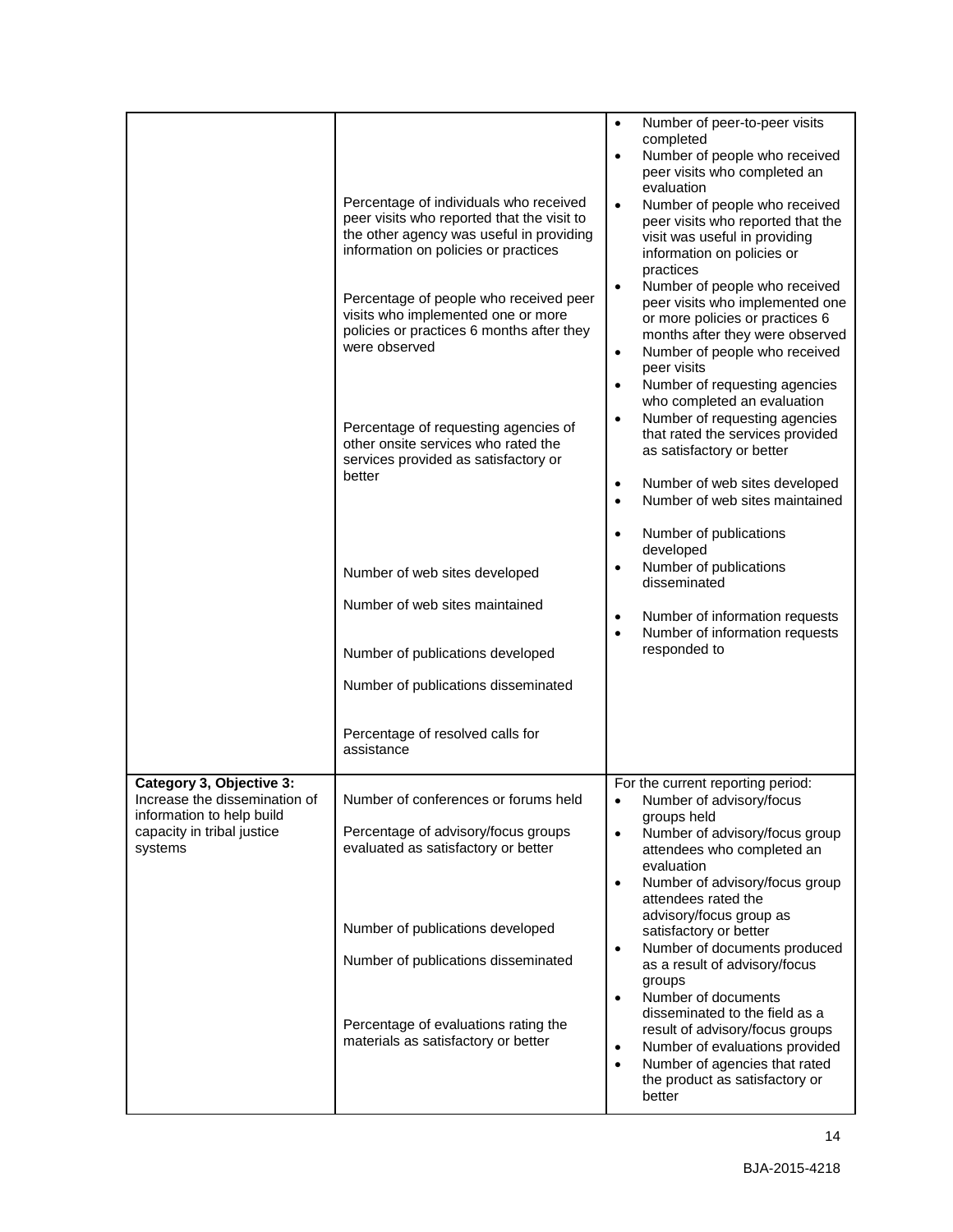| | | |
|---|---|---|
| | Percentage of individuals who received peer visits who reported that the visit to the other agency was useful in providing information on policies or practices<br><br>Percentage of people who received peer visits who implemented one or more policies or practices 6 months after they were observed<br><br>Percentage of requesting agencies of other onsite services who rated the services provided as satisfactory or better<br><br>Number of web sites developed<br><br>Number of web sites maintained<br><br>Number of publications developed<br><br>Number of publications disseminated<br><br>Percentage of resolved calls for assistance | • Number of peer-to-peer visits completed<br>• Number of people who received peer visits who completed an evaluation<br>• Number of people who received peer visits who reported that the visit was useful in providing information on policies or practices<br>• Number of people who received peer visits who implemented one or more policies or practices 6 months after they were observed<br>• Number of people who received peer visits<br>• Number of requesting agencies who completed an evaluation<br>• Number of requesting agencies that rated the services provided as satisfactory or better<br><br>• Number of web sites developed<br>• Number of web sites maintained<br><br>• Number of publications developed<br>• Number of publications disseminated<br><br>• Number of information requests<br>• Number of information requests responded to |
| **Category 3, Objective 3:** Increase the dissemination of information to help build capacity in tribal justice systems | Number of conferences or forums held<br><br>Percentage of advisory/focus groups evaluated as satisfactory or better<br><br>Number of publications developed<br><br>Number of publications disseminated<br><br>Percentage of evaluations rating the materials as satisfactory or better | For the current reporting period:<br>• Number of advisory/focus groups held<br>• Number of advisory/focus group attendees who completed an evaluation<br>• Number of advisory/focus group attendees rated the advisory/focus group as satisfactory or better<br>• Number of documents produced as a result of advisory/focus groups<br>• Number of documents disseminated to the field as a result of advisory/focus groups<br>• Number of evaluations provided<br>• Number of agencies that rated the product as satisfactory or better |

BJA-2015-4218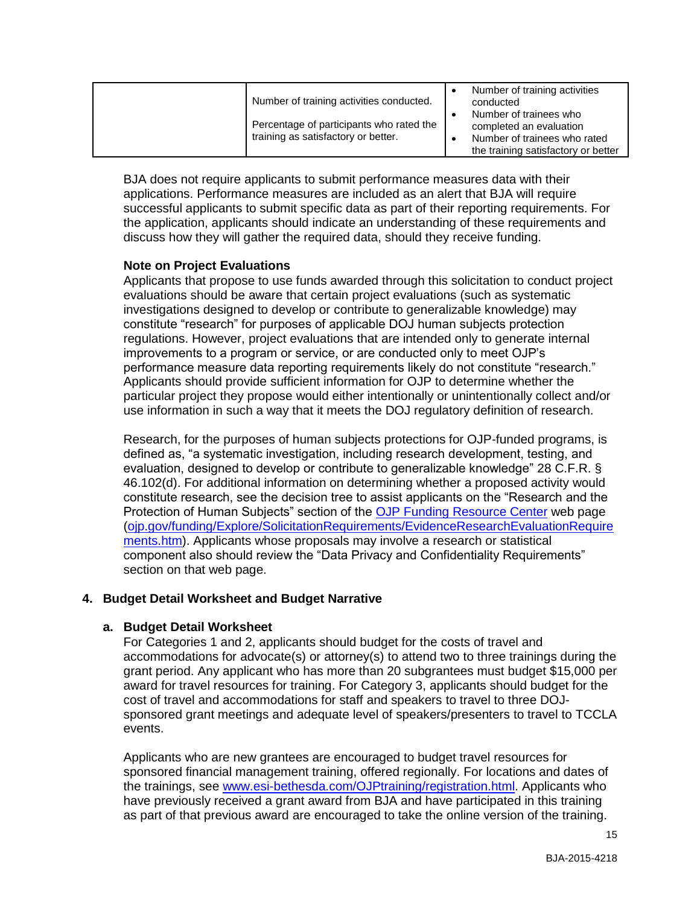| | | |
|---|---|---|
| | Number of training activities conducted.<br><br>Percentage of participants who rated the training as satisfactory or better. | • Number of training activities conducted<br>• Number of trainees who completed an evaluation<br>• Number of trainees who rated the training satisfactory or better |

BJA does not require applicants to submit performance measures data with their applications. Performance measures are included as an alert that BJA will require successful applicants to submit specific data as part of their reporting requirements. For the application, applicants should indicate an understanding of these requirements and discuss how they will gather the required data, should they receive funding.

**Note on Project Evaluations**

Applicants that propose to use funds awarded through this solicitation to conduct project evaluations should be aware that certain project evaluations (such as systematic investigations designed to develop or contribute to generalizable knowledge) may constitute "research" for purposes of applicable DOJ human subjects protection regulations. However, project evaluations that are intended only to generate internal improvements to a program or service, or are conducted only to meet OJP's performance measure data reporting requirements likely do not constitute "research." Applicants should provide sufficient information for OJP to determine whether the particular project they propose would either intentionally or unintentionally collect and/or use information in such a way that it meets the DOJ regulatory definition of research.

Research, for the purposes of human subjects protections for OJP-funded programs, is defined as, "a systematic investigation, including research development, testing, and evaluation, designed to develop or contribute to generalizable knowledge" 28 C.F.R. § 46.102(d). For additional information on determining whether a proposed activity would constitute research, see the decision tree to assist applicants on the "Research and the Protection of Human Subjects" section of the OJP Funding Resource Center web page (ojp.gov/funding/Explore/SolicitationRequirements/EvidenceResearchEvaluationRequirements.htm). Applicants whose proposals may involve a research or statistical component also should review the "Data Privacy and Confidentiality Requirements" section on that web page.

### 4. Budget Detail Worksheet and Budget Narrative

#### a. Budget Detail Worksheet

For Categories 1 and 2, applicants should budget for the costs of travel and accommodations for advocate(s) or attorney(s) to attend two to three trainings during the grant period. Any applicant who has more than 20 subgrantees must budget $15,000 per award for travel resources for training. For Category 3, applicants should budget for the cost of travel and accommodations for staff and speakers to travel to three DOJ-sponsored grant meetings and adequate level of speakers/presenters to travel to TCCLA events.

Applicants who are new grantees are encouraged to budget travel resources for sponsored financial management training, offered regionally. For locations and dates of the trainings, see www.esi-bethesda.com/OJPtraining/registration.html. Applicants who have previously received a grant award from BJA and have participated in this training as part of that previous award are encouraged to take the online version of the training.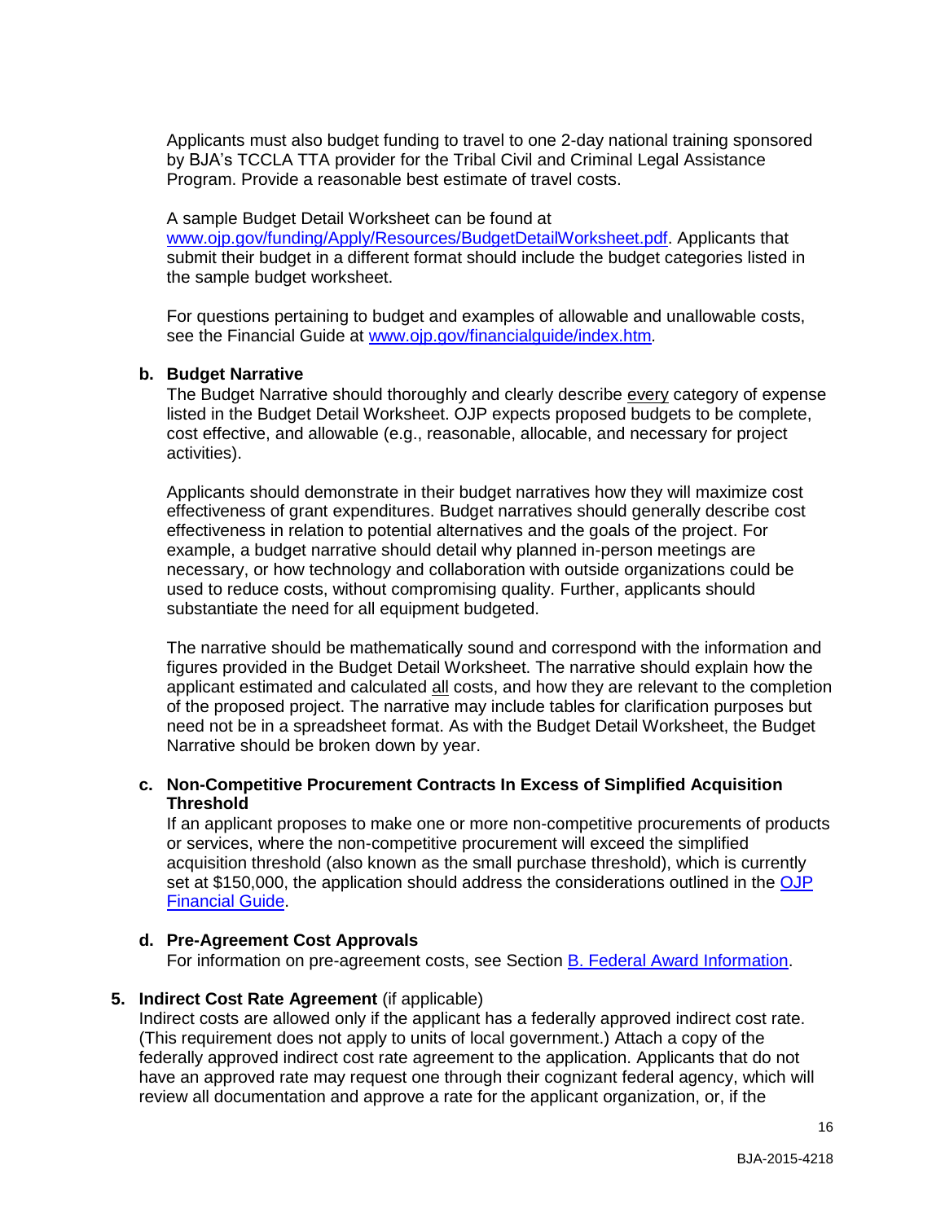Applicants must also budget funding to travel to one 2-day national training sponsored by BJA's TCCLA TTA provider for the Tribal Civil and Criminal Legal Assistance Program. Provide a reasonable best estimate of travel costs.

A sample Budget Detail Worksheet can be found at [www.ojp.gov/funding/Apply/Resources/BudgetDetailWorksheet.pdf](www.ojp.gov/funding/Apply/Resources/BudgetDetailWorksheet.pdf). Applicants that submit their budget in a different format should include the budget categories listed in the sample budget worksheet.

For questions pertaining to budget and examples of allowable and unallowable costs, see the Financial Guide at [www.ojp.gov/financialguide/index.htm](www.ojp.gov/financialguide/index.htm).

**b. Budget Narrative**

The Budget Narrative should thoroughly and clearly describe every category of expense listed in the Budget Detail Worksheet. OJP expects proposed budgets to be complete, cost effective, and allowable (e.g., reasonable, allocable, and necessary for project activities).

Applicants should demonstrate in their budget narratives how they will maximize cost effectiveness of grant expenditures. Budget narratives should generally describe cost effectiveness in relation to potential alternatives and the goals of the project. For example, a budget narrative should detail why planned in-person meetings are necessary, or how technology and collaboration with outside organizations could be used to reduce costs, without compromising quality. Further, applicants should substantiate the need for all equipment budgeted.

The narrative should be mathematically sound and correspond with the information and figures provided in the Budget Detail Worksheet. The narrative should explain how the applicant estimated and calculated all costs, and how they are relevant to the completion of the proposed project. The narrative may include tables for clarification purposes but need not be in a spreadsheet format. As with the Budget Detail Worksheet, the Budget Narrative should be broken down by year.

**c. Non-Competitive Procurement Contracts In Excess of Simplified Acquisition Threshold**

If an applicant proposes to make one or more non-competitive procurements of products or services, where the non-competitive procurement will exceed the simplified acquisition threshold (also known as the small purchase threshold), which is currently set at $150,000, the application should address the considerations outlined in the OJP Financial Guide.

**d. Pre-Agreement Cost Approvals**

For information on pre-agreement costs, see Section B. Federal Award Information.

**5. Indirect Cost Rate Agreement** (if applicable)

Indirect costs are allowed only if the applicant has a federally approved indirect cost rate. (This requirement does not apply to units of local government.) Attach a copy of the federally approved indirect cost rate agreement to the application. Applicants that do not have an approved rate may request one through their cognizant federal agency, which will review all documentation and approve a rate for the applicant organization, or, if the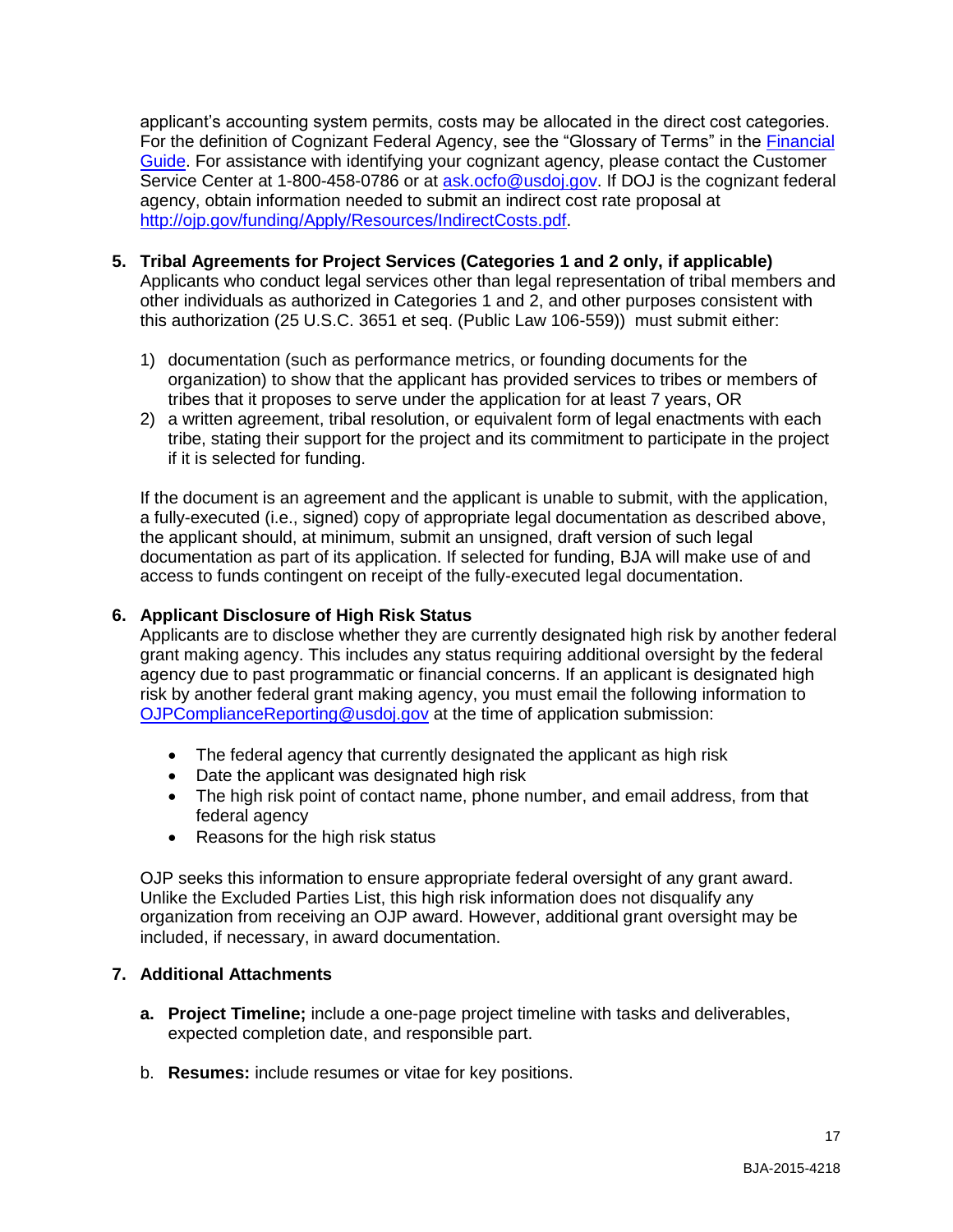applicant's accounting system permits, costs may be allocated in the direct cost categories. For the definition of Cognizant Federal Agency, see the "Glossary of Terms" in the [Financial Guide](). For assistance with identifying your cognizant agency, please contact the Customer Service Center at 1-800-458-0786 or at ask.ocfo@usdoj.gov. If DOJ is the cognizant federal agency, obtain information needed to submit an indirect cost rate proposal at http://ojp.gov/funding/Apply/Resources/IndirectCosts.pdf.

5. **Tribal Agreements for Project Services (Categories 1 and 2 only, if applicable)**
   Applicants who conduct legal services other than legal representation of tribal members and other individuals as authorized in Categories 1 and 2, and other purposes consistent with this authorization (25 U.S.C. 3651 et seq. (Public Law 106-559)) must submit either:

   1) documentation (such as performance metrics, or founding documents for the organization) to show that the applicant has provided services to tribes or members of tribes that it proposes to serve under the application for at least 7 years, OR
   2) a written agreement, tribal resolution, or equivalent form of legal enactments with each tribe, stating their support for the project and its commitment to participate in the project if it is selected for funding.

   If the document is an agreement and the applicant is unable to submit, with the application, a fully-executed (i.e., signed) copy of appropriate legal documentation as described above, the applicant should, at minimum, submit an unsigned, draft version of such legal documentation as part of its application. If selected for funding, BJA will make use of and access to funds contingent on receipt of the fully-executed legal documentation.

6. **Applicant Disclosure of High Risk Status**
   Applicants are to disclose whether they are currently designated high risk by another federal grant making agency. This includes any status requiring additional oversight by the federal agency due to past programmatic or financial concerns. If an applicant is designated high risk by another federal grant making agency, you must email the following information to OJPComplianceReporting@usdoj.gov at the time of application submission:

   - The federal agency that currently designated the applicant as high risk
   - Date the applicant was designated high risk
   - The high risk point of contact name, phone number, and email address, from that federal agency
   - Reasons for the high risk status

   OJP seeks this information to ensure appropriate federal oversight of any grant award. Unlike the Excluded Parties List, this high risk information does not disqualify any organization from receiving an OJP award. However, additional grant oversight may be included, if necessary, in award documentation.

7. **Additional Attachments**

   a. **Project Timeline;** include a one-page project timeline with tasks and deliverables, expected completion date, and responsible part.

   b. **Resumes:** include resumes or vitae for key positions.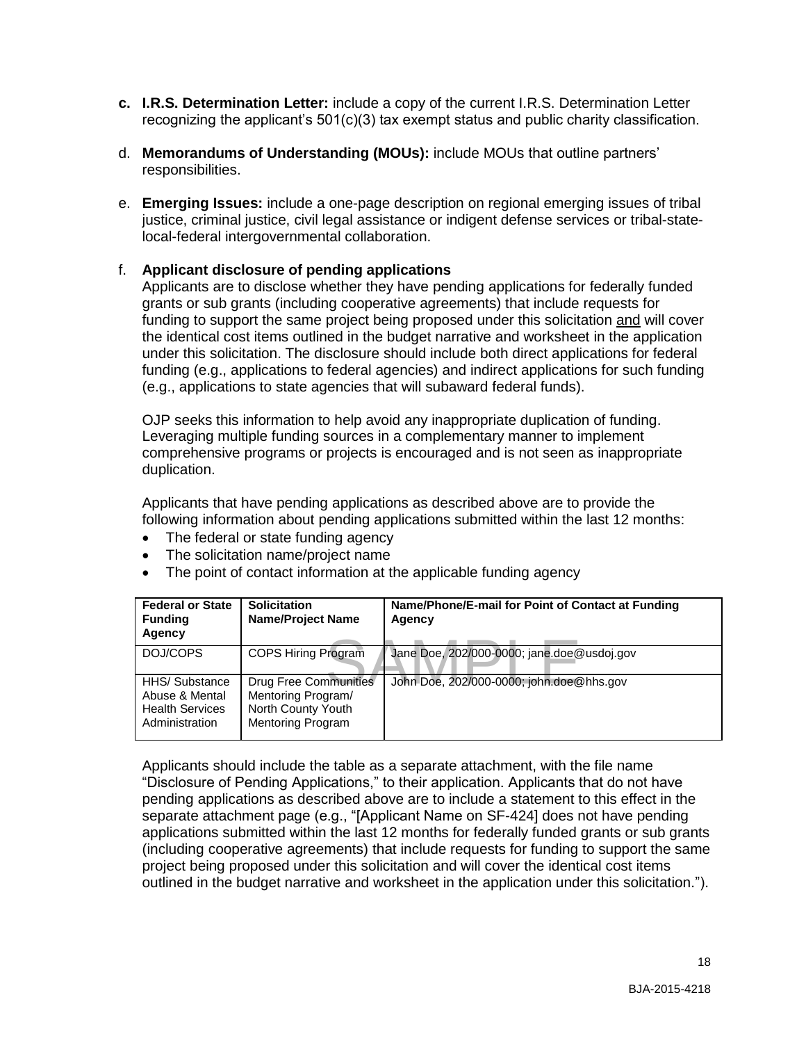c. **I.R.S. Determination Letter:** include a copy of the current I.R.S. Determination Letter recognizing the applicant's 501(c)(3) tax exempt status and public charity classification.

d. **Memorandums of Understanding (MOUs):** include MOUs that outline partners' responsibilities.

e. **Emerging Issues:** include a one-page description on regional emerging issues of tribal justice, criminal justice, civil legal assistance or indigent defense services or tribal-state-local-federal intergovernmental collaboration.

f. **Applicant disclosure of pending applications**

Applicants are to disclose whether they have pending applications for federally funded grants or sub grants (including cooperative agreements) that include requests for funding to support the same project being proposed under this solicitation and will cover the identical cost items outlined in the budget narrative and worksheet in the application under this solicitation. The disclosure should include both direct applications for federal funding (e.g., applications to federal agencies) and indirect applications for such funding (e.g., applications to state agencies that will subaward federal funds).

OJP seeks this information to help avoid any inappropriate duplication of funding. Leveraging multiple funding sources in a complementary manner to implement comprehensive programs or projects is encouraged and is not seen as inappropriate duplication.

Applicants that have pending applications as described above are to provide the following information about pending applications submitted within the last 12 months:

- The federal or state funding agency
- The solicitation name/project name
- The point of contact information at the applicable funding agency

| Federal or State Funding Agency | Solicitation Name/Project Name | Name/Phone/E-mail for Point of Contact at Funding Agency |
| --- | --- | --- |
| DOJ/COPS | COPS Hiring Program | Jane Doe, 202/000-0000; jane.doe@usdoj.gov |
| HHS/ Substance Abuse & Mental Health Services Administration | Drug Free Communities Mentoring Program/ North County Youth Mentoring Program | John Doe, 202/000-0000; john.doe@hhs.gov |

Applicants should include the table as a separate attachment, with the file name "Disclosure of Pending Applications," to their application. Applicants that do not have pending applications as described above are to include a statement to this effect in the separate attachment page (e.g., "[Applicant Name on SF-424] does not have pending applications submitted within the last 12 months for federally funded grants or sub grants (including cooperative agreements) that include requests for funding to support the same project being proposed under this solicitation and will cover the identical cost items outlined in the budget narrative and worksheet in the application under this solicitation.").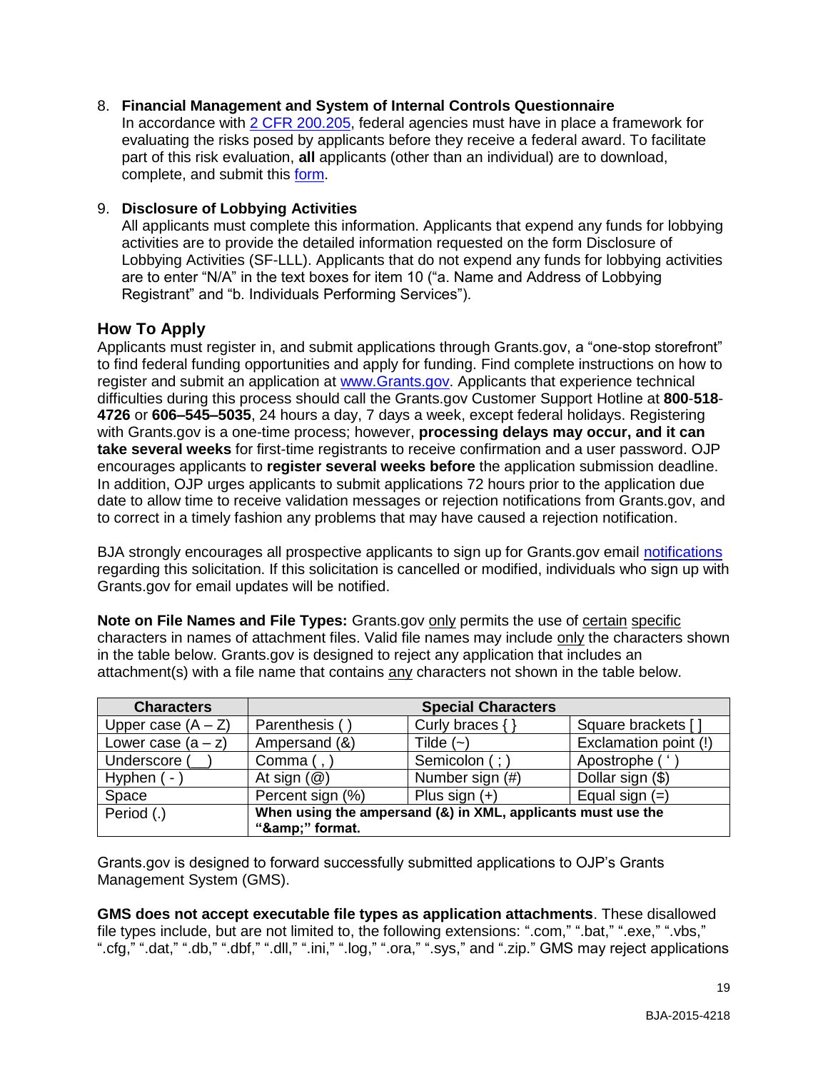8. **Financial Management and System of Internal Controls Questionnaire**
   In accordance with 2 CFR 200.205, federal agencies must have in place a framework for evaluating the risks posed by applicants before they receive a federal award. To facilitate part of this risk evaluation, **all** applicants (other than an individual) are to download, complete, and submit this form.

9. **Disclosure of Lobbying Activities**
   All applicants must complete this information. Applicants that expend any funds for lobbying activities are to provide the detailed information requested on the form Disclosure of Lobbying Activities (SF-LLL). Applicants that do not expend any funds for lobbying activities are to enter "N/A" in the text boxes for item 10 ("a. Name and Address of Lobbying Registrant" and "b. Individuals Performing Services").

## How To Apply

Applicants must register in, and submit applications through Grants.gov, a "one-stop storefront" to find federal funding opportunities and apply for funding. Find complete instructions on how to register and submit an application at www.Grants.gov. Applicants that experience technical difficulties during this process should call the Grants.gov Customer Support Hotline at **800-518-4726** or **606–545–5035**, 24 hours a day, 7 days a week, except federal holidays. Registering with Grants.gov is a one-time process; however, **processing delays may occur, and it can take several weeks** for first-time registrants to receive confirmation and a user password. OJP encourages applicants to **register several weeks before** the application submission deadline. In addition, OJP urges applicants to submit applications 72 hours prior to the application due date to allow time to receive validation messages or rejection notifications from Grants.gov, and to correct in a timely fashion any problems that may have caused a rejection notification.

BJA strongly encourages all prospective applicants to sign up for Grants.gov email notifications regarding this solicitation. If this solicitation is cancelled or modified, individuals who sign up with Grants.gov for email updates will be notified.

**Note on File Names and File Types:** Grants.gov only permits the use of certain specific characters in names of attachment files. Valid file names may include only the characters shown in the table below. Grants.gov is designed to reject any application that includes an attachment(s) with a file name that contains any characters not shown in the table below.

| Characters | Special Characters | | |
|---|---|---|---|
| Upper case (A – Z) | Parenthesis ( ) | Curly braces { } | Square brackets [ ] |
| Lower case (a – z) | Ampersand (&) | Tilde (~) | Exclamation point (!) |
| Underscore ( __ ) | Comma ( , ) | Semicolon ( ; ) | Apostrophe ( ' ) |
| Hyphen ( - ) | At sign (@) | Number sign (#) | Dollar sign ($) |
| Space | Percent sign (%) | Plus sign (+) | Equal sign (=) |
| Period (.) | **When using the ampersand (&) in XML, applicants must use the "&amp;" format.** | | |

Grants.gov is designed to forward successfully submitted applications to OJP's Grants Management System (GMS).

**GMS does not accept executable file types as application attachments**. These disallowed file types include, but are not limited to, the following extensions: ".com," ".bat," ".exe," ".vbs," ".cfg," ".dat," ".db," ".dbf," ".dll," ".ini," ".log," ".ora," ".sys," and ".zip." GMS may reject applications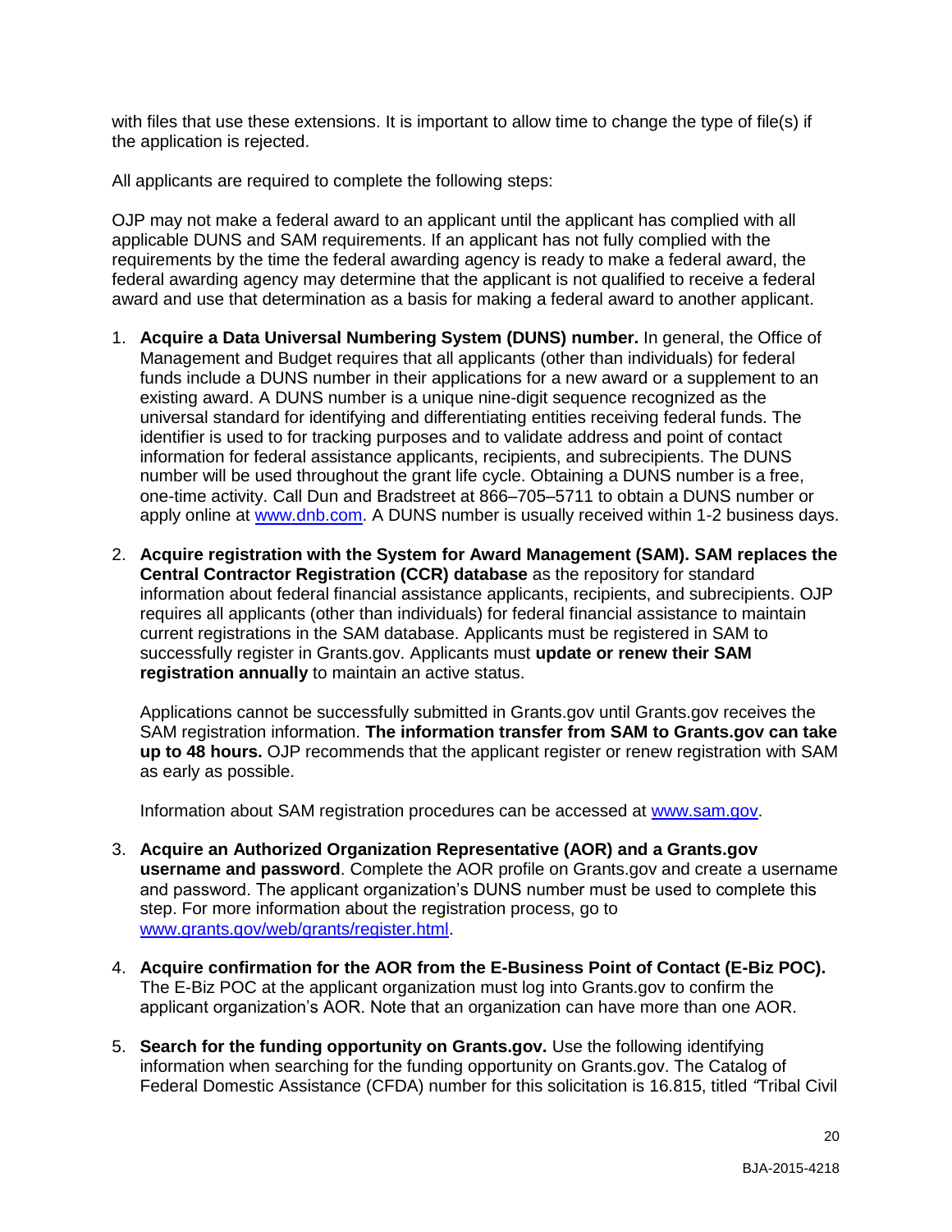with files that use these extensions. It is important to allow time to change the type of file(s) if the application is rejected.

All applicants are required to complete the following steps:

OJP may not make a federal award to an applicant until the applicant has complied with all applicable DUNS and SAM requirements. If an applicant has not fully complied with the requirements by the time the federal awarding agency is ready to make a federal award, the federal awarding agency may determine that the applicant is not qualified to receive a federal award and use that determination as a basis for making a federal award to another applicant.

1. **Acquire a Data Universal Numbering System (DUNS) number.** In general, the Office of Management and Budget requires that all applicants (other than individuals) for federal funds include a DUNS number in their applications for a new award or a supplement to an existing award. A DUNS number is a unique nine-digit sequence recognized as the universal standard for identifying and differentiating entities receiving federal funds. The identifier is used to for tracking purposes and to validate address and point of contact information for federal assistance applicants, recipients, and subrecipients. The DUNS number will be used throughout the grant life cycle. Obtaining a DUNS number is a free, one-time activity. Call Dun and Bradstreet at 866–705–5711 to obtain a DUNS number or apply online at [www.dnb.com](www.dnb.com). A DUNS number is usually received within 1-2 business days.

2. **Acquire registration with the System for Award Management (SAM). SAM replaces the Central Contractor Registration (CCR) database** as the repository for standard information about federal financial assistance applicants, recipients, and subrecipients. OJP requires all applicants (other than individuals) for federal financial assistance to maintain current registrations in the SAM database. Applicants must be registered in SAM to successfully register in Grants.gov. Applicants must **update or renew their SAM registration annually** to maintain an active status.

   Applications cannot be successfully submitted in Grants.gov until Grants.gov receives the SAM registration information. **The information transfer from SAM to Grants.gov can take up to 48 hours.** OJP recommends that the applicant register or renew registration with SAM as early as possible.

   Information about SAM registration procedures can be accessed at [www.sam.gov](www.sam.gov).

3. **Acquire an Authorized Organization Representative (AOR) and a Grants.gov username and password**. Complete the AOR profile on Grants.gov and create a username and password. The applicant organization's DUNS number must be used to complete this step. For more information about the registration process, go to [www.grants.gov/web/grants/register.html](www.grants.gov/web/grants/register.html).

4. **Acquire confirmation for the AOR from the E-Business Point of Contact (E-Biz POC).** The E-Biz POC at the applicant organization must log into Grants.gov to confirm the applicant organization's AOR. Note that an organization can have more than one AOR.

5. **Search for the funding opportunity on Grants.gov.** Use the following identifying information when searching for the funding opportunity on Grants.gov. The Catalog of Federal Domestic Assistance (CFDA) number for this solicitation is 16.815, titled "Tribal Civil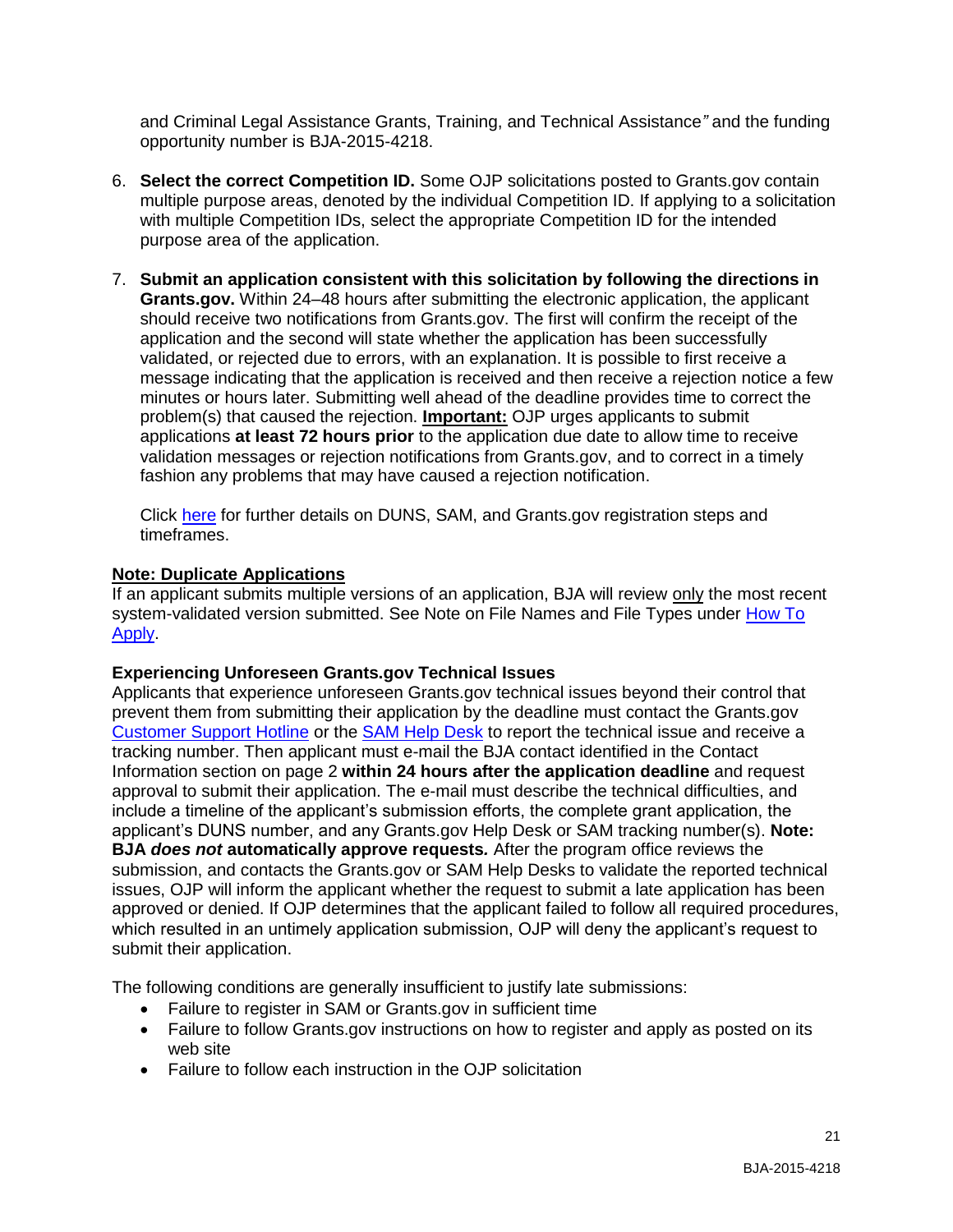and Criminal Legal Assistance Grants, Training, and Technical Assistance" and the funding opportunity number is BJA-2015-4218.

6. **Select the correct Competition ID.** Some OJP solicitations posted to Grants.gov contain multiple purpose areas, denoted by the individual Competition ID. If applying to a solicitation with multiple Competition IDs, select the appropriate Competition ID for the intended purpose area of the application.

7. **Submit an application consistent with this solicitation by following the directions in Grants.gov.** Within 24–48 hours after submitting the electronic application, the applicant should receive two notifications from Grants.gov. The first will confirm the receipt of the application and the second will state whether the application has been successfully validated, or rejected due to errors, with an explanation. It is possible to first receive a message indicating that the application is received and then receive a rejection notice a few minutes or hours later. Submitting well ahead of the deadline provides time to correct the problem(s) that caused the rejection. **Important:** OJP urges applicants to submit applications **at least 72 hours prior** to the application due date to allow time to receive validation messages or rejection notifications from Grants.gov, and to correct in a timely fashion any problems that may have caused a rejection notification.

   Click here for further details on DUNS, SAM, and Grants.gov registration steps and timeframes.

**Note: Duplicate Applications**
If an applicant submits multiple versions of an application, BJA will review only the most recent system-validated version submitted. See Note on File Names and File Types under How To Apply.

**Experiencing Unforeseen Grants.gov Technical Issues**
Applicants that experience unforeseen Grants.gov technical issues beyond their control that prevent them from submitting their application by the deadline must contact the Grants.gov Customer Support Hotline or the SAM Help Desk to report the technical issue and receive a tracking number. Then applicant must e-mail the BJA contact identified in the Contact Information section on page 2 **within 24 hours after the application deadline** and request approval to submit their application. The e-mail must describe the technical difficulties, and include a timeline of the applicant's submission efforts, the complete grant application, the applicant's DUNS number, and any Grants.gov Help Desk or SAM tracking number(s). **Note: BJA *does not* automatically approve requests.** After the program office reviews the submission, and contacts the Grants.gov or SAM Help Desks to validate the reported technical issues, OJP will inform the applicant whether the request to submit a late application has been approved or denied. If OJP determines that the applicant failed to follow all required procedures, which resulted in an untimely application submission, OJP will deny the applicant's request to submit their application.

The following conditions are generally insufficient to justify late submissions:

- Failure to register in SAM or Grants.gov in sufficient time
- Failure to follow Grants.gov instructions on how to register and apply as posted on its web site
- Failure to follow each instruction in the OJP solicitation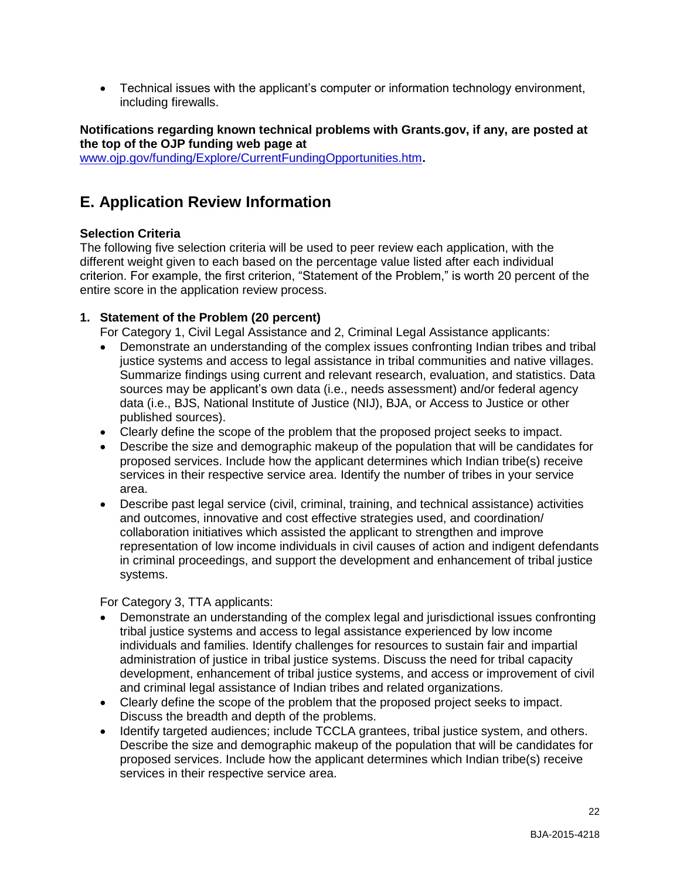- Technical issues with the applicant's computer or information technology environment, including firewalls.

**Notifications regarding known technical problems with Grants.gov, if any, are posted at the top of the OJP funding web page at** [www.ojp.gov/funding/Explore/CurrentFundingOpportunities.htm](www.ojp.gov/funding/Explore/CurrentFundingOpportunities.htm)**.**

## E. Application Review Information

**Selection Criteria**

The following five selection criteria will be used to peer review each application, with the different weight given to each based on the percentage value listed after each individual criterion. For example, the first criterion, "Statement of the Problem," is worth 20 percent of the entire score in the application review process.

**1. Statement of the Problem (20 percent)**

For Category 1, Civil Legal Assistance and 2, Criminal Legal Assistance applicants:

- Demonstrate an understanding of the complex issues confronting Indian tribes and tribal justice systems and access to legal assistance in tribal communities and native villages. Summarize findings using current and relevant research, evaluation, and statistics. Data sources may be applicant's own data (i.e., needs assessment) and/or federal agency data (i.e., BJS, National Institute of Justice (NIJ), BJA, or Access to Justice or other published sources).
- Clearly define the scope of the problem that the proposed project seeks to impact.
- Describe the size and demographic makeup of the population that will be candidates for proposed services. Include how the applicant determines which Indian tribe(s) receive services in their respective service area. Identify the number of tribes in your service area.
- Describe past legal service (civil, criminal, training, and technical assistance) activities and outcomes, innovative and cost effective strategies used, and coordination/ collaboration initiatives which assisted the applicant to strengthen and improve representation of low income individuals in civil causes of action and indigent defendants in criminal proceedings, and support the development and enhancement of tribal justice systems.

For Category 3, TTA applicants:

- Demonstrate an understanding of the complex legal and jurisdictional issues confronting tribal justice systems and access to legal assistance experienced by low income individuals and families. Identify challenges for resources to sustain fair and impartial administration of justice in tribal justice systems. Discuss the need for tribal capacity development, enhancement of tribal justice systems, and access or improvement of civil and criminal legal assistance of Indian tribes and related organizations.
- Clearly define the scope of the problem that the proposed project seeks to impact. Discuss the breadth and depth of the problems.
- Identify targeted audiences; include TCCLA grantees, tribal justice system, and others. Describe the size and demographic makeup of the population that will be candidates for proposed services. Include how the applicant determines which Indian tribe(s) receive services in their respective service area.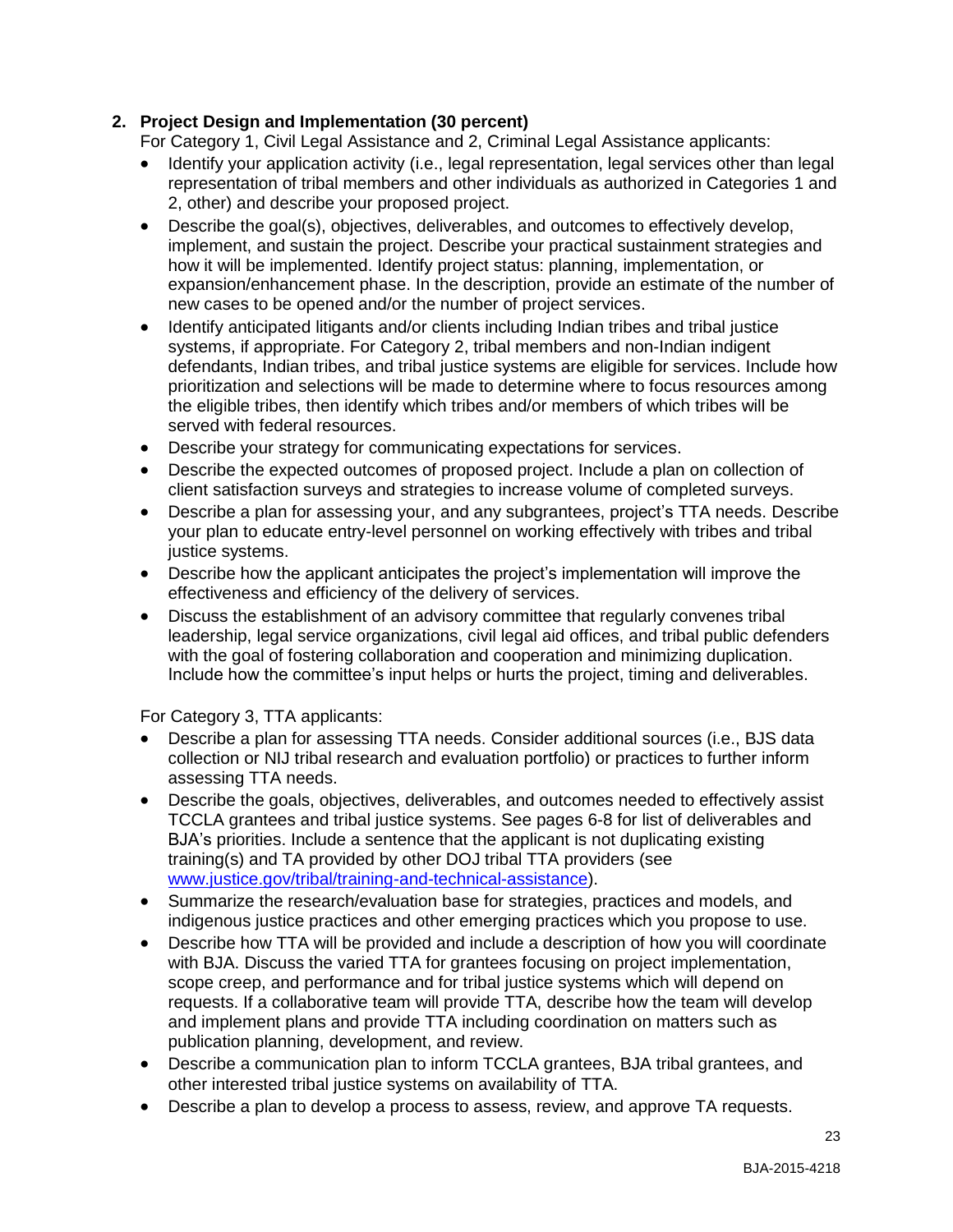## 2. Project Design and Implementation (30 percent)

For Category 1, Civil Legal Assistance and 2, Criminal Legal Assistance applicants:

- Identify your application activity (i.e., legal representation, legal services other than legal representation of tribal members and other individuals as authorized in Categories 1 and 2, other) and describe your proposed project.
- Describe the goal(s), objectives, deliverables, and outcomes to effectively develop, implement, and sustain the project. Describe your practical sustainment strategies and how it will be implemented. Identify project status: planning, implementation, or expansion/enhancement phase. In the description, provide an estimate of the number of new cases to be opened and/or the number of project services.
- Identify anticipated litigants and/or clients including Indian tribes and tribal justice systems, if appropriate. For Category 2, tribal members and non-Indian indigent defendants, Indian tribes, and tribal justice systems are eligible for services. Include how prioritization and selections will be made to determine where to focus resources among the eligible tribes, then identify which tribes and/or members of which tribes will be served with federal resources.
- Describe your strategy for communicating expectations for services.
- Describe the expected outcomes of proposed project. Include a plan on collection of client satisfaction surveys and strategies to increase volume of completed surveys.
- Describe a plan for assessing your, and any subgrantees, project's TTA needs. Describe your plan to educate entry-level personnel on working effectively with tribes and tribal justice systems.
- Describe how the applicant anticipates the project's implementation will improve the effectiveness and efficiency of the delivery of services.
- Discuss the establishment of an advisory committee that regularly convenes tribal leadership, legal service organizations, civil legal aid offices, and tribal public defenders with the goal of fostering collaboration and cooperation and minimizing duplication. Include how the committee's input helps or hurts the project, timing and deliverables.

For Category 3, TTA applicants:

- Describe a plan for assessing TTA needs. Consider additional sources (i.e., BJS data collection or NIJ tribal research and evaluation portfolio) or practices to further inform assessing TTA needs.
- Describe the goals, objectives, deliverables, and outcomes needed to effectively assist TCCLA grantees and tribal justice systems. See pages 6-8 for list of deliverables and BJA's priorities. Include a sentence that the applicant is not duplicating existing training(s) and TA provided by other DOJ tribal TTA providers (see [www.justice.gov/tribal/training-and-technical-assistance](www.justice.gov/tribal/training-and-technical-assistance)).
- Summarize the research/evaluation base for strategies, practices and models, and indigenous justice practices and other emerging practices which you propose to use.
- Describe how TTA will be provided and include a description of how you will coordinate with BJA. Discuss the varied TTA for grantees focusing on project implementation, scope creep, and performance and for tribal justice systems which will depend on requests. If a collaborative team will provide TTA, describe how the team will develop and implement plans and provide TTA including coordination on matters such as publication planning, development, and review.
- Describe a communication plan to inform TCCLA grantees, BJA tribal grantees, and other interested tribal justice systems on availability of TTA.
- Describe a plan to develop a process to assess, review, and approve TA requests.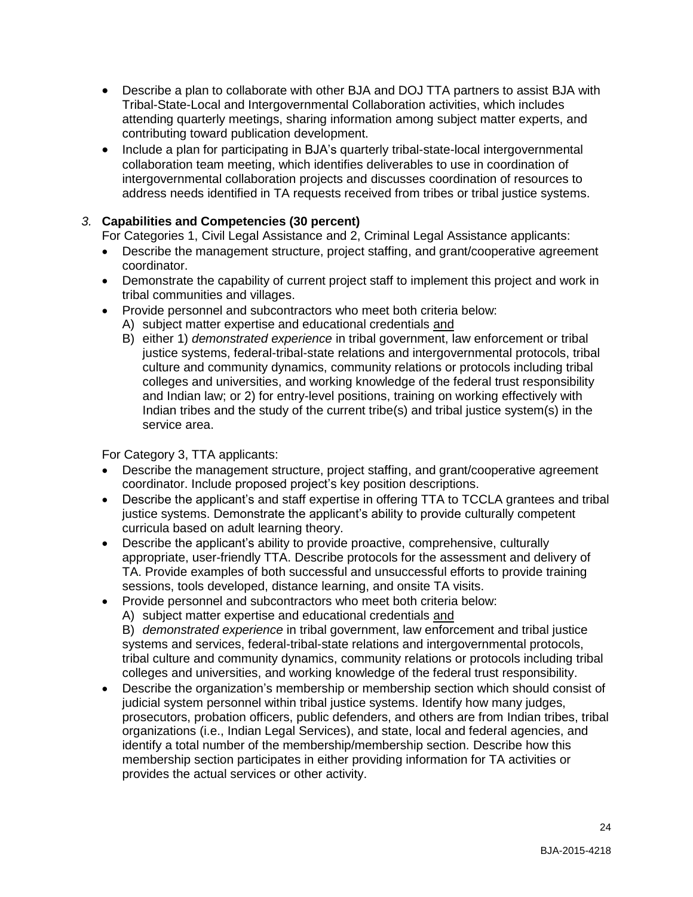- Describe a plan to collaborate with other BJA and DOJ TTA partners to assist BJA with Tribal-State-Local and Intergovernmental Collaboration activities, which includes attending quarterly meetings, sharing information among subject matter experts, and contributing toward publication development.
- Include a plan for participating in BJA's quarterly tribal-state-local intergovernmental collaboration team meeting, which identifies deliverables to use in coordination of intergovernmental collaboration projects and discusses coordination of resources to address needs identified in TA requests received from tribes or tribal justice systems.

*3.* **Capabilities and Competencies (30 percent)**

For Categories 1, Civil Legal Assistance and 2, Criminal Legal Assistance applicants:

- Describe the management structure, project staffing, and grant/cooperative agreement coordinator.
- Demonstrate the capability of current project staff to implement this project and work in tribal communities and villages.
- Provide personnel and subcontractors who meet both criteria below:
  - A) subject matter expertise and educational credentials and
  - B) either 1) *demonstrated experience* in tribal government, law enforcement or tribal justice systems, federal-tribal-state relations and intergovernmental protocols, tribal culture and community dynamics, community relations or protocols including tribal colleges and universities, and working knowledge of the federal trust responsibility and Indian law; or 2) for entry-level positions, training on working effectively with Indian tribes and the study of the current tribe(s) and tribal justice system(s) in the service area.

For Category 3, TTA applicants:

- Describe the management structure, project staffing, and grant/cooperative agreement coordinator. Include proposed project's key position descriptions.
- Describe the applicant's and staff expertise in offering TTA to TCCLA grantees and tribal justice systems. Demonstrate the applicant's ability to provide culturally competent curricula based on adult learning theory.
- Describe the applicant's ability to provide proactive, comprehensive, culturally appropriate, user-friendly TTA. Describe protocols for the assessment and delivery of TA. Provide examples of both successful and unsuccessful efforts to provide training sessions, tools developed, distance learning, and onsite TA visits.
- Provide personnel and subcontractors who meet both criteria below:
  - A) subject matter expertise and educational credentials and
  - B) *demonstrated experience* in tribal government, law enforcement and tribal justice systems and services, federal-tribal-state relations and intergovernmental protocols, tribal culture and community dynamics, community relations or protocols including tribal colleges and universities, and working knowledge of the federal trust responsibility.
- Describe the organization's membership or membership section which should consist of judicial system personnel within tribal justice systems. Identify how many judges, prosecutors, probation officers, public defenders, and others are from Indian tribes, tribal organizations (i.e., Indian Legal Services), and state, local and federal agencies, and identify a total number of the membership/membership section. Describe how this membership section participates in either providing information for TA activities or provides the actual services or other activity.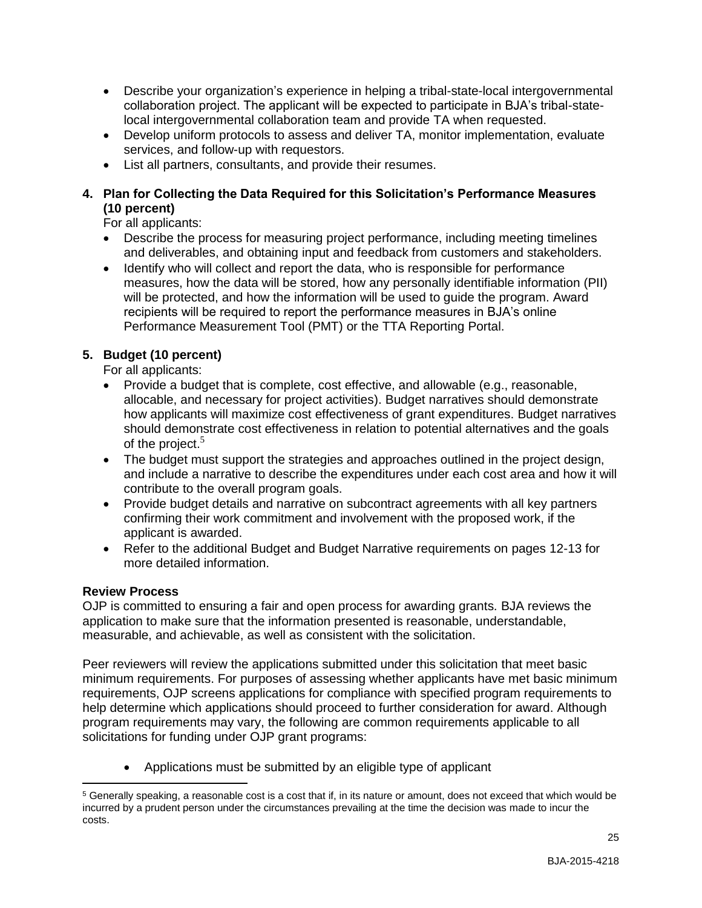- Describe your organization's experience in helping a tribal-state-local intergovernmental collaboration project. The applicant will be expected to participate in BJA's tribal-state-local intergovernmental collaboration team and provide TA when requested.
- Develop uniform protocols to assess and deliver TA, monitor implementation, evaluate services, and follow-up with requestors.
- List all partners, consultants, and provide their resumes.

**4. Plan for Collecting the Data Required for this Solicitation's Performance Measures (10 percent)**

For all applicants:

- Describe the process for measuring project performance, including meeting timelines and deliverables, and obtaining input and feedback from customers and stakeholders.
- Identify who will collect and report the data, who is responsible for performance measures, how the data will be stored, how any personally identifiable information (PII) will be protected, and how the information will be used to guide the program. Award recipients will be required to report the performance measures in BJA's online Performance Measurement Tool (PMT) or the TTA Reporting Portal.

**5. Budget (10 percent)**

For all applicants:

- Provide a budget that is complete, cost effective, and allowable (e.g., reasonable, allocable, and necessary for project activities). Budget narratives should demonstrate how applicants will maximize cost effectiveness of grant expenditures. Budget narratives should demonstrate cost effectiveness in relation to potential alternatives and the goals of the project.[5]
- The budget must support the strategies and approaches outlined in the project design, and include a narrative to describe the expenditures under each cost area and how it will contribute to the overall program goals.
- Provide budget details and narrative on subcontract agreements with all key partners confirming their work commitment and involvement with the proposed work, if the applicant is awarded.
- Refer to the additional Budget and Budget Narrative requirements on pages 12-13 for more detailed information.

**Review Process**

OJP is committed to ensuring a fair and open process for awarding grants. BJA reviews the application to make sure that the information presented is reasonable, understandable, measurable, and achievable, as well as consistent with the solicitation.

Peer reviewers will review the applications submitted under this solicitation that meet basic minimum requirements. For purposes of assessing whether applicants have met basic minimum requirements, OJP screens applications for compliance with specified program requirements to help determine which applications should proceed to further consideration for award. Although program requirements may vary, the following are common requirements applicable to all solicitations for funding under OJP grant programs:

- Applications must be submitted by an eligible type of applicant

[5] Generally speaking, a reasonable cost is a cost that if, in its nature or amount, does not exceed that which would be incurred by a prudent person under the circumstances prevailing at the time the decision was made to incur the costs.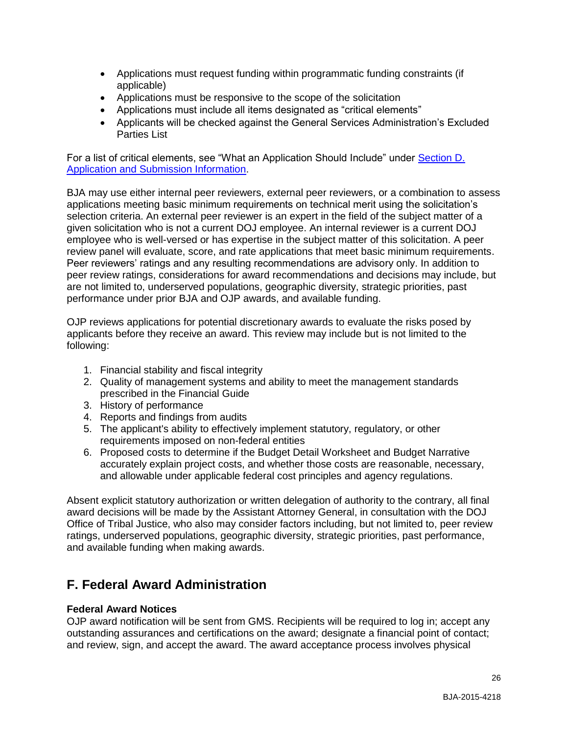- Applications must request funding within programmatic funding constraints (if applicable)
- Applications must be responsive to the scope of the solicitation
- Applications must include all items designated as "critical elements"
- Applicants will be checked against the General Services Administration's Excluded Parties List

For a list of critical elements, see "What an Application Should Include" under Section D. Application and Submission Information.

BJA may use either internal peer reviewers, external peer reviewers, or a combination to assess applications meeting basic minimum requirements on technical merit using the solicitation's selection criteria. An external peer reviewer is an expert in the field of the subject matter of a given solicitation who is not a current DOJ employee. An internal reviewer is a current DOJ employee who is well-versed or has expertise in the subject matter of this solicitation. A peer review panel will evaluate, score, and rate applications that meet basic minimum requirements. Peer reviewers' ratings and any resulting recommendations are advisory only. In addition to peer review ratings, considerations for award recommendations and decisions may include, but are not limited to, underserved populations, geographic diversity, strategic priorities, past performance under prior BJA and OJP awards, and available funding.

OJP reviews applications for potential discretionary awards to evaluate the risks posed by applicants before they receive an award. This review may include but is not limited to the following:

1. Financial stability and fiscal integrity
2. Quality of management systems and ability to meet the management standards prescribed in the Financial Guide
3. History of performance
4. Reports and findings from audits
5. The applicant's ability to effectively implement statutory, regulatory, or other requirements imposed on non-federal entities
6. Proposed costs to determine if the Budget Detail Worksheet and Budget Narrative accurately explain project costs, and whether those costs are reasonable, necessary, and allowable under applicable federal cost principles and agency regulations.

Absent explicit statutory authorization or written delegation of authority to the contrary, all final award decisions will be made by the Assistant Attorney General, in consultation with the DOJ Office of Tribal Justice, who also may consider factors including, but not limited to, peer review ratings, underserved populations, geographic diversity, strategic priorities, past performance, and available funding when making awards.

## F. Federal Award Administration

**Federal Award Notices**
OJP award notification will be sent from GMS. Recipients will be required to log in; accept any outstanding assurances and certifications on the award; designate a financial point of contact; and review, sign, and accept the award. The award acceptance process involves physical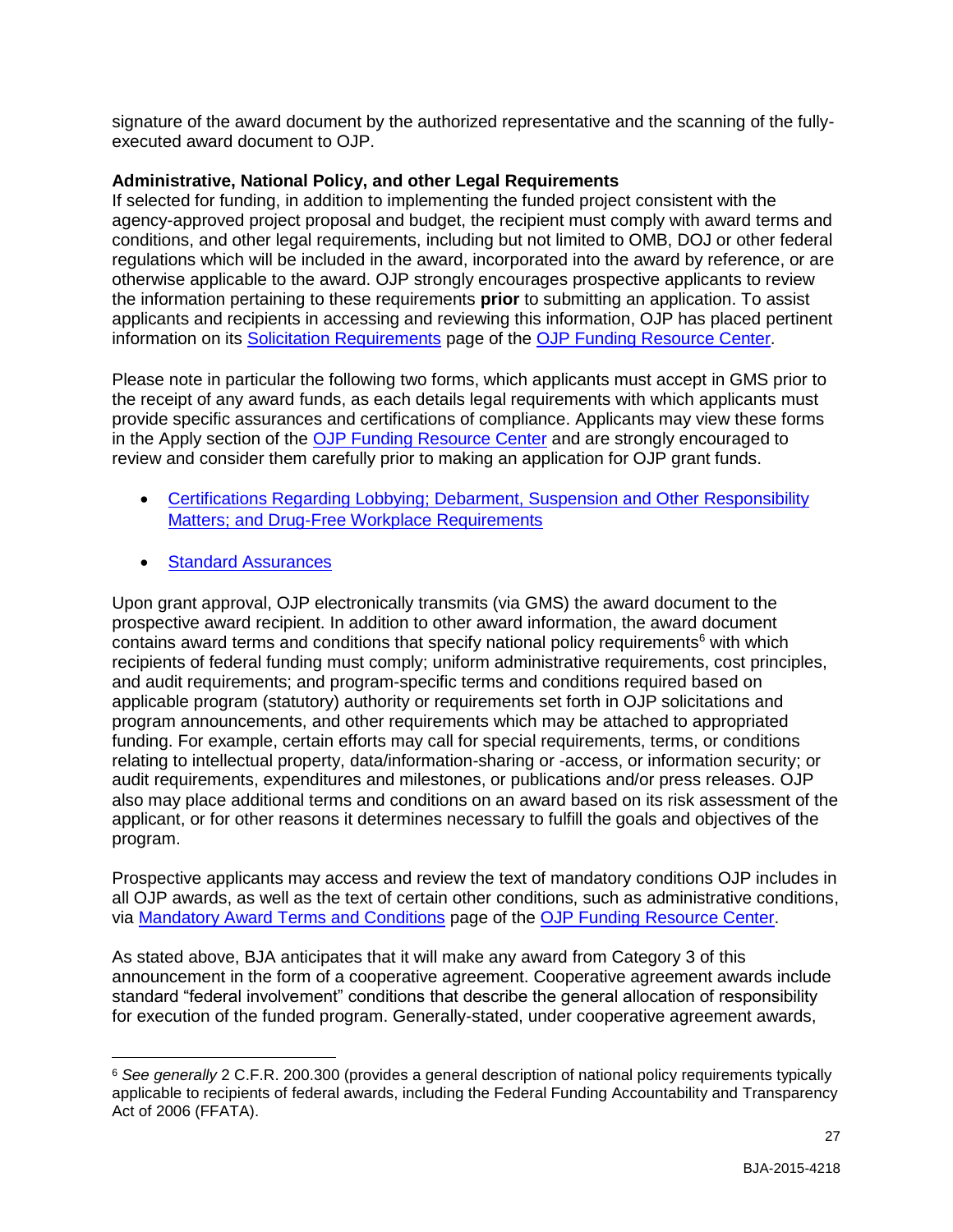signature of the award document by the authorized representative and the scanning of the fully-executed award document to OJP.

**Administrative, National Policy, and other Legal Requirements**
If selected for funding, in addition to implementing the funded project consistent with the agency-approved project proposal and budget, the recipient must comply with award terms and conditions, and other legal requirements, including but not limited to OMB, DOJ or other federal regulations which will be included in the award, incorporated into the award by reference, or are otherwise applicable to the award. OJP strongly encourages prospective applicants to review the information pertaining to these requirements **prior** to submitting an application. To assist applicants and recipients in accessing and reviewing this information, OJP has placed pertinent information on its Solicitation Requirements page of the OJP Funding Resource Center.

Please note in particular the following two forms, which applicants must accept in GMS prior to the receipt of any award funds, as each details legal requirements with which applicants must provide specific assurances and certifications of compliance. Applicants may view these forms in the Apply section of the OJP Funding Resource Center and are strongly encouraged to review and consider them carefully prior to making an application for OJP grant funds.

- Certifications Regarding Lobbying; Debarment, Suspension and Other Responsibility Matters; and Drug-Free Workplace Requirements
- Standard Assurances

Upon grant approval, OJP electronically transmits (via GMS) the award document to the prospective award recipient. In addition to other award information, the award document contains award terms and conditions that specify national policy requirements[6] with which recipients of federal funding must comply; uniform administrative requirements, cost principles, and audit requirements; and program-specific terms and conditions required based on applicable program (statutory) authority or requirements set forth in OJP solicitations and program announcements, and other requirements which may be attached to appropriated funding. For example, certain efforts may call for special requirements, terms, or conditions relating to intellectual property, data/information-sharing or -access, or information security; or audit requirements, expenditures and milestones, or publications and/or press releases. OJP also may place additional terms and conditions on an award based on its risk assessment of the applicant, or for other reasons it determines necessary to fulfill the goals and objectives of the program.

Prospective applicants may access and review the text of mandatory conditions OJP includes in all OJP awards, as well as the text of certain other conditions, such as administrative conditions, via Mandatory Award Terms and Conditions page of the OJP Funding Resource Center.

As stated above, BJA anticipates that it will make any award from Category 3 of this announcement in the form of a cooperative agreement. Cooperative agreement awards include standard "federal involvement" conditions that describe the general allocation of responsibility for execution of the funded program. Generally-stated, under cooperative agreement awards,

---

[6] *See generally* 2 C.F.R. 200.300 (provides a general description of national policy requirements typically applicable to recipients of federal awards, including the Federal Funding Accountability and Transparency Act of 2006 (FFATA).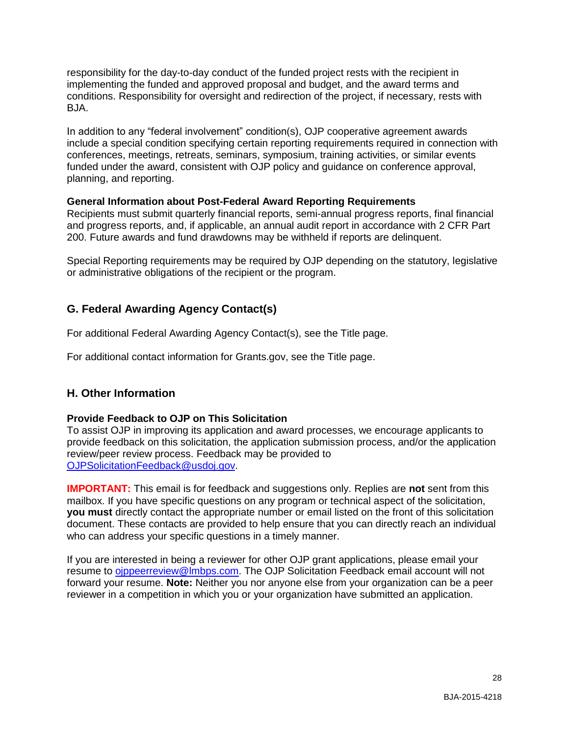responsibility for the day-to-day conduct of the funded project rests with the recipient in implementing the funded and approved proposal and budget, and the award terms and conditions. Responsibility for oversight and redirection of the project, if necessary, rests with BJA.

In addition to any "federal involvement" condition(s), OJP cooperative agreement awards include a special condition specifying certain reporting requirements required in connection with conferences, meetings, retreats, seminars, symposium, training activities, or similar events funded under the award, consistent with OJP policy and guidance on conference approval, planning, and reporting.

**General Information about Post-Federal Award Reporting Requirements**

Recipients must submit quarterly financial reports, semi-annual progress reports, final financial and progress reports, and, if applicable, an annual audit report in accordance with 2 CFR Part 200. Future awards and fund drawdowns may be withheld if reports are delinquent.

Special Reporting requirements may be required by OJP depending on the statutory, legislative or administrative obligations of the recipient or the program.

## G. Federal Awarding Agency Contact(s)

For additional Federal Awarding Agency Contact(s), see the Title page.

For additional contact information for Grants.gov, see the Title page.

## H. Other Information

**Provide Feedback to OJP on This Solicitation**

To assist OJP in improving its application and award processes, we encourage applicants to provide feedback on this solicitation, the application submission process, and/or the application review/peer review process. Feedback may be provided to [OJPSolicitationFeedback@usdoj.gov](mailto:OJPSolicitationFeedback@usdoj.gov).

**IMPORTANT:** This email is for feedback and suggestions only. Replies are **not** sent from this mailbox. If you have specific questions on any program or technical aspect of the solicitation, **you must** directly contact the appropriate number or email listed on the front of this solicitation document. These contacts are provided to help ensure that you can directly reach an individual who can address your specific questions in a timely manner.

If you are interested in being a reviewer for other OJP grant applications, please email your resume to [ojppeerreview@lmbps.com](mailto:ojppeerreview@lmbps.com). The OJP Solicitation Feedback email account will not forward your resume. **Note:** Neither you nor anyone else from your organization can be a peer reviewer in a competition in which you or your organization have submitted an application.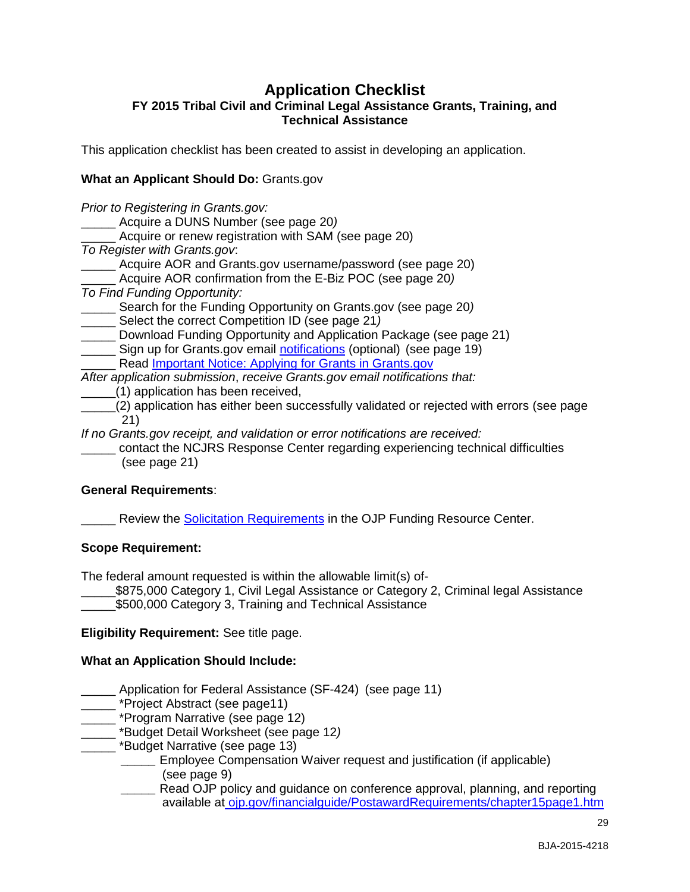# Application Checklist

### FY 2015 Tribal Civil and Criminal Legal Assistance Grants, Training, and Technical Assistance

This application checklist has been created to assist in developing an application.

**What an Applicant Should Do:** Grants.gov

*Prior to Registering in Grants.gov:*
_____ Acquire a DUNS Number (see page 20*)*
_____ Acquire or renew registration with SAM (see page 20)
*To Register with Grants.gov*:
_____ Acquire AOR and Grants.gov username/password (see page 20)
_____ Acquire AOR confirmation from the E-Biz POC (see page 20*)*
*To Find Funding Opportunity:*
_____ Search for the Funding Opportunity on Grants.gov (see page 20*)*
_____ Select the correct Competition ID (see page 21*)*
_____ Download Funding Opportunity and Application Package (see page 21)
_____ Sign up for Grants.gov email notifications (optional) (see page 19)
_____ Read Important Notice: Applying for Grants in Grants.gov
*After application submission*, *receive Grants.gov email notifications that:*
_____(1) application has been received,
_____(2) application has either been successfully validated or rejected with errors (see page 21)
*If no Grants.gov receipt, and validation or error notifications are received:*
_____ contact the NCJRS Response Center regarding experiencing technical difficulties (see page 21)

**General Requirements**:

_____ Review the Solicitation Requirements in the OJP Funding Resource Center.

**Scope Requirement:**

The federal amount requested is within the allowable limit(s) of-
_____$875,000 Category 1, Civil Legal Assistance or Category 2, Criminal legal Assistance
_____$500,000 Category 3, Training and Technical Assistance

**Eligibility Requirement:** See title page.

**What an Application Should Include:**

_____ Application for Federal Assistance (SF-424) (see page 11)
_____ *Project Abstract (see page11)
_____ *Program Narrative (see page 12)
_____ *Budget Detail Worksheet (see page 12*)*
_____ *Budget Narrative (see page 13)
  _____ Employee Compensation Waiver request and justification (if applicable) (see page 9)
  _____ Read OJP policy and guidance on conference approval, planning, and reporting available at ojp.gov/financialguide/PostawardRequirements/chapter15page1.htm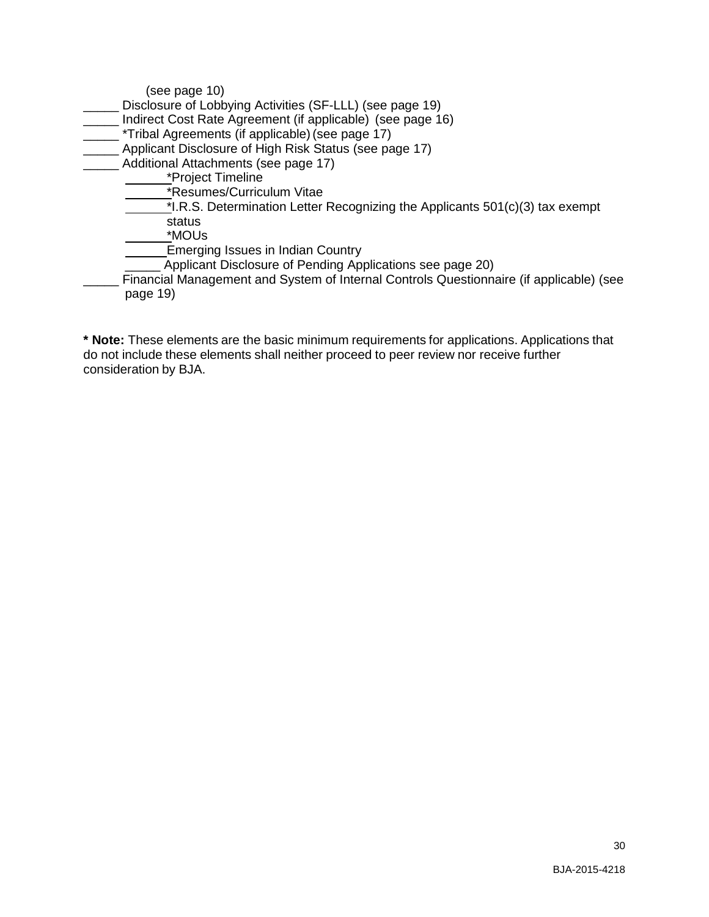(see page 10)

_____ Disclosure of Lobbying Activities (SF-LLL) (see page 19)
_____ Indirect Cost Rate Agreement (if applicable) (see page 16)
_____ *Tribal Agreements (if applicable) (see page 17)
_____ Applicant Disclosure of High Risk Status (see page 17)
_____ Additional Attachments (see page 17)
    ______*Project Timeline
    ______*Resumes/Curriculum Vitae
    ______*I.R.S. Determination Letter Recognizing the Applicants 501(c)(3) tax exempt status
    ______*MOUs
    ______Emerging Issues in Indian Country
    _____ Applicant Disclosure of Pending Applications see page 20)
_____ Financial Management and System of Internal Controls Questionnaire (if applicable) (see page 19)

**\* Note:** These elements are the basic minimum requirements for applications. Applications that do not include these elements shall neither proceed to peer review nor receive further consideration by BJA.